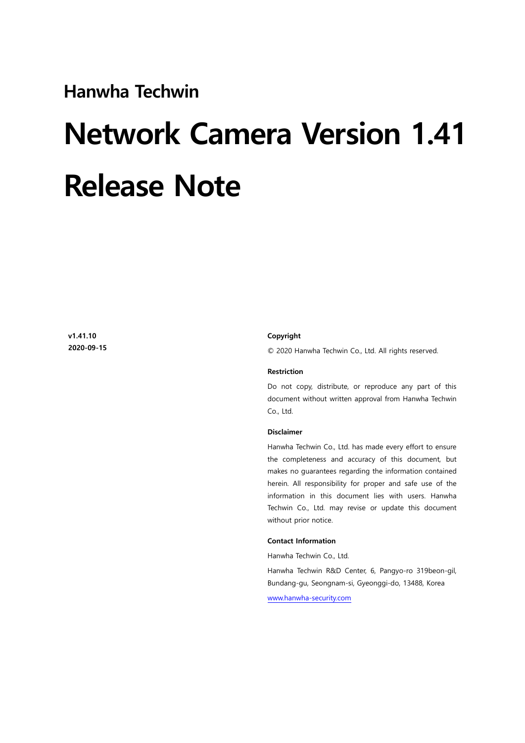## Hanwha Techwin

# Network Camera Version 1.41 Release Note

**v1.41.10**
**2020-09-15**

**Copyright**

© 2020 Hanwha Techwin Co., Ltd. All rights reserved.

**Restriction**

Do not copy, distribute, or reproduce any part of this document without written approval from Hanwha Techwin Co., Ltd.

**Disclaimer**

Hanwha Techwin Co., Ltd. has made every effort to ensure the completeness and accuracy of this document, but makes no guarantees regarding the information contained herein. All responsibility for proper and safe use of the information in this document lies with users. Hanwha Techwin Co., Ltd. may revise or update this document without prior notice.

**Contact Information**

Hanwha Techwin Co., Ltd.

Hanwha Techwin R&D Center, 6, Pangyo-ro 319beon-gil, Bundang-gu, Seongnam-si, Gyeonggi-do, 13488, Korea

www.hanwha-security.com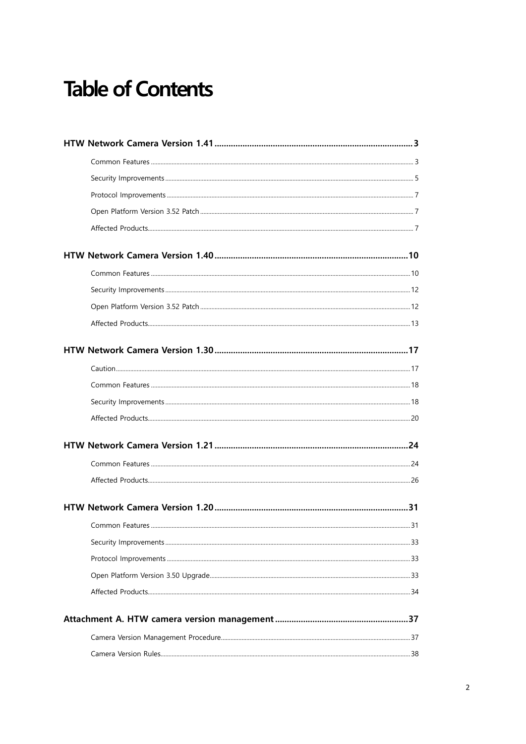# Table of Contents

**HTW Network Camera Version 1.41 .................................................................................... 3**

- Common Features ................................................................................................ 3
- Security Improvements ......................................................................................... 5
- Protocol Improvements ......................................................................................... 7
- Open Platform Version 3.52 Patch ........................................................................ 7
- Affected Products................................................................................................. 7

**HTW Network Camera Version 1.40 .................................................................................. 10**

- Common Features .............................................................................................. 10
- Security Improvements ....................................................................................... 12
- Open Platform Version 3.52 Patch ...................................................................... 12
- Affected Products............................................................................................... 13

**HTW Network Camera Version 1.30 .................................................................................. 17**

- Caution.............................................................................................................. 17
- Common Features .............................................................................................. 18
- Security Improvements ....................................................................................... 18
- Affected Products............................................................................................... 20

**HTW Network Camera Version 1.21 .................................................................................. 24**

- Common Features .............................................................................................. 24
- Affected Products............................................................................................... 26

**HTW Network Camera Version 1.20 .................................................................................. 31**

- Common Features .............................................................................................. 31
- Security Improvements ....................................................................................... 33
- Protocol Improvements ....................................................................................... 33
- Open Platform Version 3.50 Upgrade................................................................... 33
- Affected Products............................................................................................... 34

**Attachment A. HTW camera version management ......................................................... 37**

- Camera Version Management Procedure............................................................. 37
- Camera Version Rules.......................................................................................... 38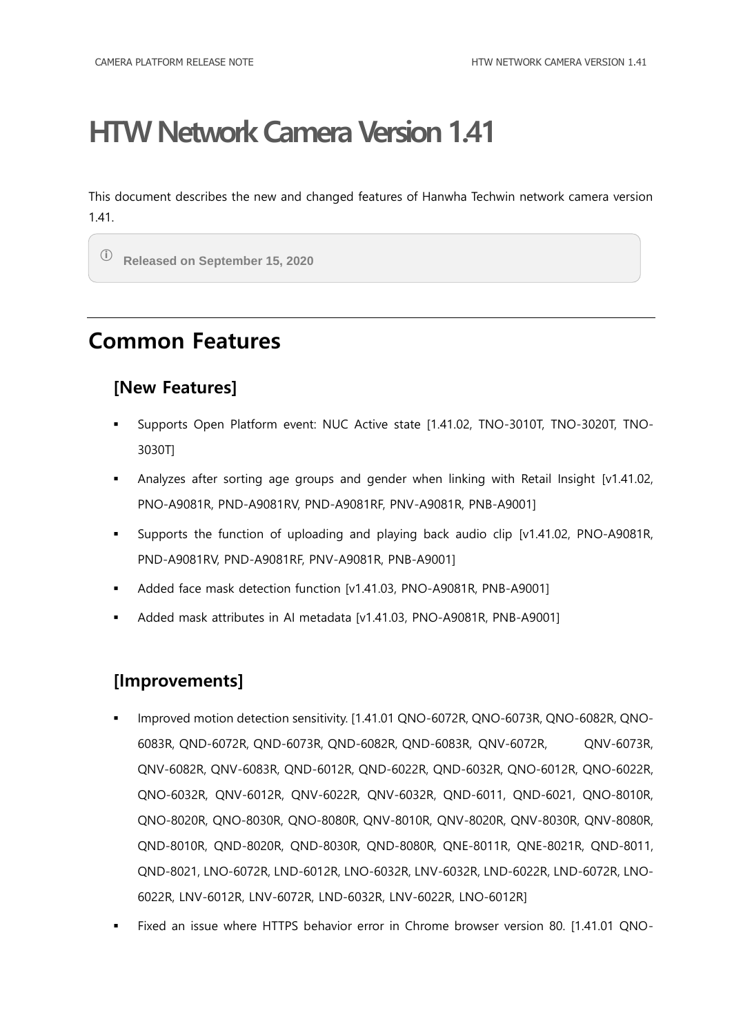# HTW Network Camera Version 1.41

This document describes the new and changed features of Hanwha Techwin network camera version 1.41.

> ⓘ **Released on September 15, 2020**

---

## Common Features

### [New Features]

- Supports Open Platform event: NUC Active state [1.41.02, TNO-3010T, TNO-3020T, TNO-3030T]
- Analyzes after sorting age groups and gender when linking with Retail Insight [v1.41.02, PNO-A9081R, PND-A9081RV, PND-A9081RF, PNV-A9081R, PNB-A9001]
- Supports the function of uploading and playing back audio clip [v1.41.02, PNO-A9081R, PND-A9081RV, PND-A9081RF, PNV-A9081R, PNB-A9001]
- Added face mask detection function [v1.41.03, PNO-A9081R, PNB-A9001]
- Added mask attributes in AI metadata [v1.41.03, PNO-A9081R, PNB-A9001]

### [Improvements]

- Improved motion detection sensitivity. [1.41.01 QNO-6072R, QNO-6073R, QNO-6082R, QNO-6083R, QND-6072R, QND-6073R, QND-6082R, QND-6083R, QNV-6072R, QNV-6073R, QNV-6082R, QNV-6083R, QND-6012R, QND-6022R, QND-6032R, QNO-6012R, QNO-6022R, QNO-6032R, QNV-6012R, QNV-6022R, QNV-6032R, QND-6011, QND-6021, QNO-8010R, QNO-8020R, QNO-8030R, QNO-8080R, QNV-8010R, QNV-8020R, QNV-8030R, QNV-8080R, QND-8010R, QND-8020R, QND-8030R, QND-8080R, QNE-8011R, QNE-8021R, QND-8011, QND-8021, LNO-6072R, LND-6012R, LNO-6032R, LNV-6032R, LND-6022R, LND-6072R, LNO-6022R, LNV-6012R, LNV-6072R, LND-6032R, LNV-6022R, LNO-6012R]
- Fixed an issue where HTTPS behavior error in Chrome browser version 80. [1.41.01 QNO-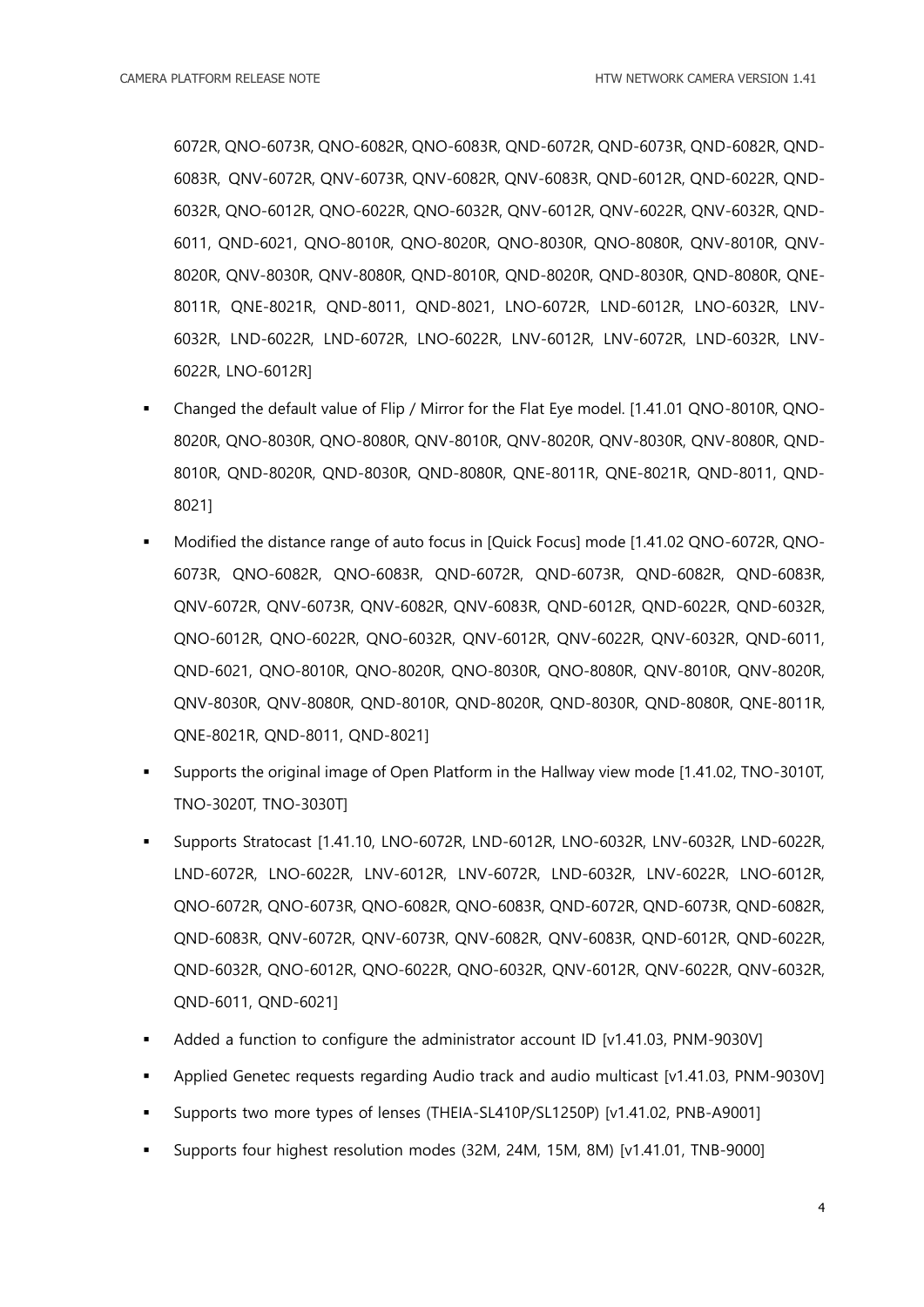6072R, QNO-6073R, QNO-6082R, QNO-6083R, QND-6072R, QND-6073R, QND-6082R, QND-6083R, QNV-6072R, QNV-6073R, QNV-6082R, QNV-6083R, QND-6012R, QND-6022R, QND-6032R, QNO-6012R, QNO-6022R, QNO-6032R, QNV-6012R, QNV-6022R, QNV-6032R, QND-6011, QND-6021, QNO-8010R, QNO-8020R, QNO-8030R, QNO-8080R, QNV-8010R, QNV-8020R, QNV-8030R, QNV-8080R, QND-8010R, QND-8020R, QND-8030R, QND-8080R, QNE-8011R, QNE-8021R, QND-8011, QND-8021, LNO-6072R, LND-6012R, LNO-6032R, LNV-6032R, LND-6022R, LND-6072R, LNO-6022R, LNV-6012R, LNV-6072R, LND-6032R, LNV-6022R, LNO-6012R]

- Changed the default value of Flip / Mirror for the Flat Eye model. [1.41.01 QNO-8010R, QNO-8020R, QNO-8030R, QNO-8080R, QNV-8010R, QNV-8020R, QNV-8030R, QNV-8080R, QND-8010R, QND-8020R, QND-8030R, QND-8080R, QNE-8011R, QNE-8021R, QND-8011, QND-8021]
- Modified the distance range of auto focus in [Quick Focus] mode [1.41.02 QNO-6072R, QNO-6073R, QNO-6082R, QNO-6083R, QND-6072R, QND-6073R, QND-6082R, QND-6083R, QNV-6072R, QNV-6073R, QNV-6082R, QNV-6083R, QND-6012R, QND-6022R, QND-6032R, QNO-6012R, QNO-6022R, QNO-6032R, QNV-6012R, QNV-6022R, QNV-6032R, QND-6011, QND-6021, QNO-8010R, QNO-8020R, QNO-8030R, QNO-8080R, QNV-8010R, QNV-8020R, QNV-8030R, QNV-8080R, QND-8010R, QND-8020R, QND-8030R, QND-8080R, QNE-8011R, QNE-8021R, QND-8011, QND-8021]
- Supports the original image of Open Platform in the Hallway view mode [1.41.02, TNO-3010T, TNO-3020T, TNO-3030T]
- Supports Stratocast [1.41.10, LNO-6072R, LND-6012R, LNO-6032R, LNV-6032R, LND-6022R, LND-6072R, LNO-6022R, LNV-6012R, LNV-6072R, LND-6032R, LNV-6022R, LNO-6012R, QNO-6072R, QNO-6073R, QNO-6082R, QNO-6083R, QND-6072R, QND-6073R, QND-6082R, QND-6083R, QNV-6072R, QNV-6073R, QNV-6082R, QNV-6083R, QND-6012R, QND-6022R, QND-6032R, QNO-6012R, QNO-6022R, QNO-6032R, QNV-6012R, QNV-6022R, QNV-6032R, QND-6011, QND-6021]
- Added a function to configure the administrator account ID [v1.41.03, PNM-9030V]
- Applied Genetec requests regarding Audio track and audio multicast [v1.41.03, PNM-9030V]
- Supports two more types of lenses (THEIA-SL410P/SL1250P) [v1.41.02, PNB-A9001]
- Supports four highest resolution modes (32M, 24M, 15M, 8M) [v1.41.01, TNB-9000]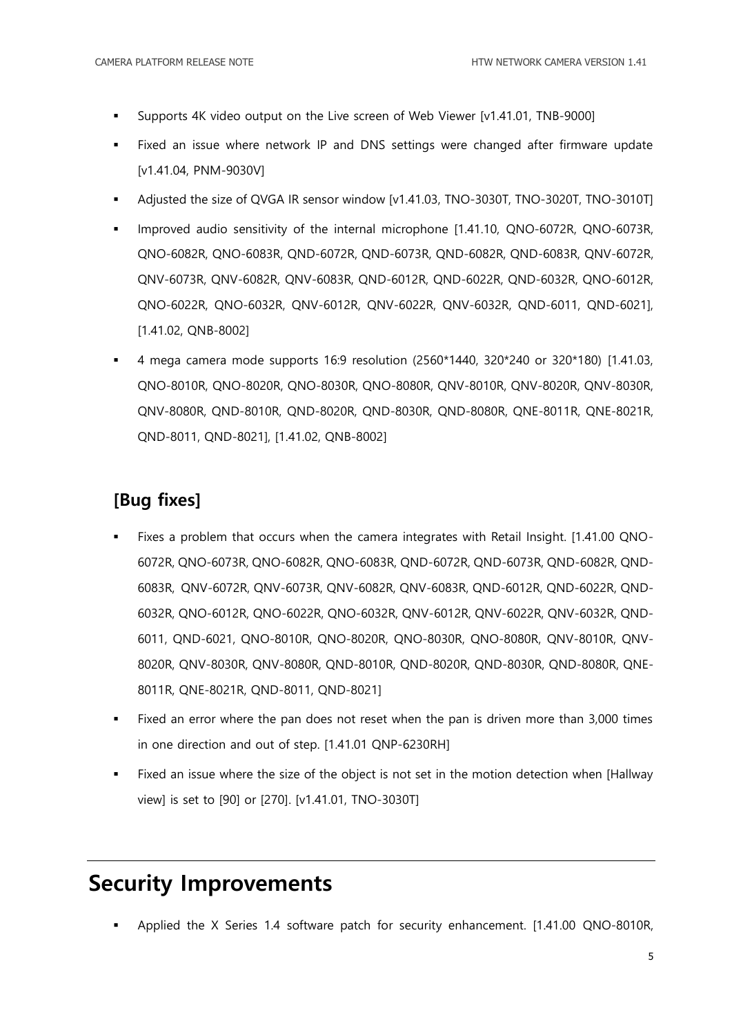- Supports 4K video output on the Live screen of Web Viewer [v1.41.01, TNB-9000]
- Fixed an issue where network IP and DNS settings were changed after firmware update [v1.41.04, PNM-9030V]
- Adjusted the size of QVGA IR sensor window [v1.41.03, TNO-3030T, TNO-3020T, TNO-3010T]
- Improved audio sensitivity of the internal microphone [1.41.10, QNO-6072R, QNO-6073R, QNO-6082R, QNO-6083R, QND-6072R, QND-6073R, QND-6082R, QND-6083R, QNV-6072R, QNV-6073R, QNV-6082R, QNV-6083R, QND-6012R, QND-6022R, QND-6032R, QNO-6012R, QNO-6022R, QNO-6032R, QNV-6012R, QNV-6022R, QNV-6032R, QND-6011, QND-6021], [1.41.02, QNB-8002]
- 4 mega camera mode supports 16:9 resolution (2560*1440, 320*240 or 320*180) [1.41.03, QNO-8010R, QNO-8020R, QNO-8030R, QNO-8080R, QNV-8010R, QNV-8020R, QNV-8030R, QNV-8080R, QND-8010R, QND-8020R, QND-8030R, QND-8080R, QNE-8011R, QNE-8021R, QND-8011, QND-8021], [1.41.02, QNB-8002]

## [Bug fixes]

- Fixes a problem that occurs when the camera integrates with Retail Insight. [1.41.00 QNO-6072R, QNO-6073R, QNO-6082R, QNO-6083R, QND-6072R, QND-6073R, QND-6082R, QND-6083R, QNV-6072R, QNV-6073R, QNV-6082R, QNV-6083R, QND-6012R, QND-6022R, QND-6032R, QNO-6012R, QNO-6022R, QNO-6032R, QNV-6012R, QNV-6022R, QNV-6032R, QND-6011, QND-6021, QNO-8010R, QNO-8020R, QNO-8030R, QNO-8080R, QNV-8010R, QNV-8020R, QNV-8030R, QNV-8080R, QND-8010R, QND-8020R, QND-8030R, QND-8080R, QNE-8011R, QNE-8021R, QND-8011, QND-8021]
- Fixed an error where the pan does not reset when the pan is driven more than 3,000 times in one direction and out of step. [1.41.01 QNP-6230RH]
- Fixed an issue where the size of the object is not set in the motion detection when [Hallway view] is set to [90] or [270]. [v1.41.01, TNO-3030T]

# Security Improvements

- Applied the X Series 1.4 software patch for security enhancement. [1.41.00 QNO-8010R,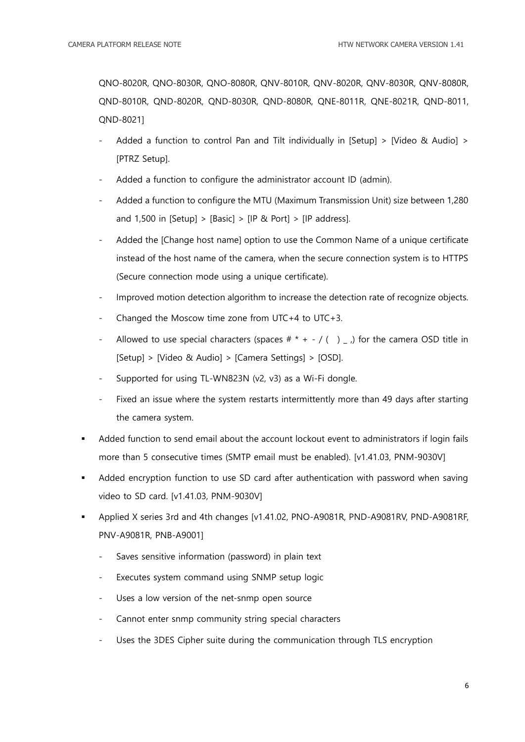QNO-8020R, QNO-8030R, QNO-8080R, QNV-8010R, QNV-8020R, QNV-8030R, QNV-8080R, QND-8010R, QND-8020R, QND-8030R, QND-8080R, QNE-8011R, QNE-8021R, QND-8011, QND-8021]

  - Added a function to control Pan and Tilt individually in [Setup] > [Video & Audio] > [PTRZ Setup].
  - Added a function to configure the administrator account ID (admin).
  - Added a function to configure the MTU (Maximum Transmission Unit) size between 1,280 and 1,500 in [Setup] > [Basic] > [IP & Port] > [IP address].
  - Added the [Change host name] option to use the Common Name of a unique certificate instead of the host name of the camera, when the secure connection system is to HTTPS (Secure connection mode using a unique certificate).
  - Improved motion detection algorithm to increase the detection rate of recognize objects.
  - Changed the Moscow time zone from UTC+4 to UTC+3.
  - Allowed to use special characters (spaces # * + - / ( ) _ ,) for the camera OSD title in [Setup] > [Video & Audio] > [Camera Settings] > [OSD].
  - Supported for using TL-WN823N (v2, v3) as a Wi-Fi dongle.
  - Fixed an issue where the system restarts intermittently more than 49 days after starting the camera system.
- Added function to send email about the account lockout event to administrators if login fails more than 5 consecutive times (SMTP email must be enabled). [v1.41.03, PNM-9030V]
- Added encryption function to use SD card after authentication with password when saving video to SD card. [v1.41.03, PNM-9030V]
- Applied X series 3rd and 4th changes [v1.41.02, PNO-A9081R, PND-A9081RV, PND-A9081RF, PNV-A9081R, PNB-A9001]
  - Saves sensitive information (password) in plain text
  - Executes system command using SNMP setup logic
  - Uses a low version of the net-snmp open source
  - Cannot enter snmp community string special characters
  - Uses the 3DES Cipher suite during the communication through TLS encryption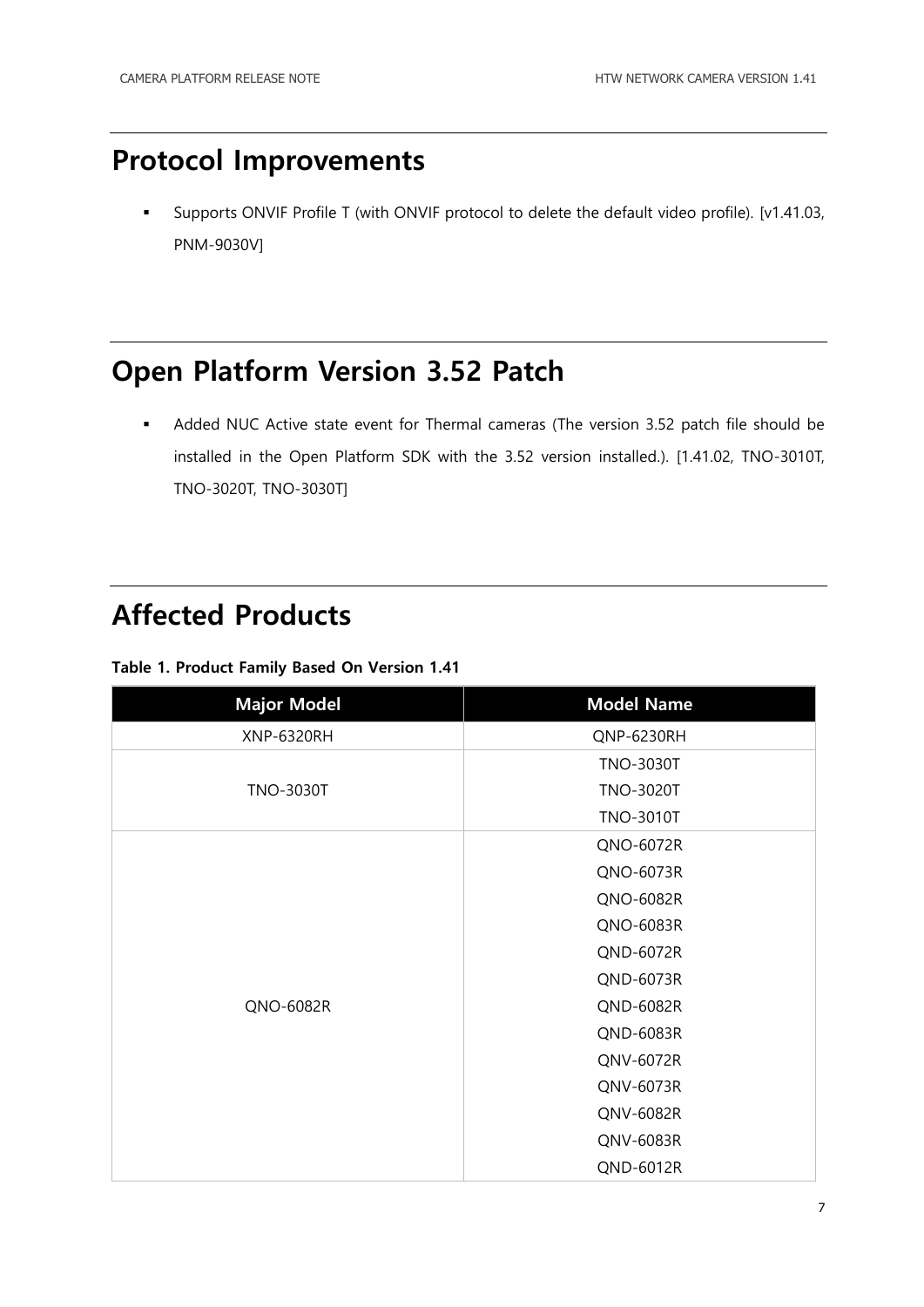## Protocol Improvements

- Supports ONVIF Profile T (with ONVIF protocol to delete the default video profile). [v1.41.03, PNM-9030V]

## Open Platform Version 3.52 Patch

- Added NUC Active state event for Thermal cameras (The version 3.52 patch file should be installed in the Open Platform SDK with the 3.52 version installed.). [1.41.02, TNO-3010T, TNO-3020T, TNO-3030T]

## Affected Products

**Table 1. Product Family Based On Version 1.41**

| Major Model | Model Name |
|---|---|
| XNP-6320RH | QNP-6230RH |
| TNO-3030T | TNO-3030T |
| | TNO-3020T |
| | TNO-3010T |
| QNO-6082R | QNO-6072R |
| | QNO-6073R |
| | QNO-6082R |
| | QNO-6083R |
| | QND-6072R |
| | QND-6073R |
| | QND-6082R |
| | QND-6083R |
| | QNV-6072R |
| | QNV-6073R |
| | QNV-6082R |
| | QNV-6083R |
| | QND-6012R |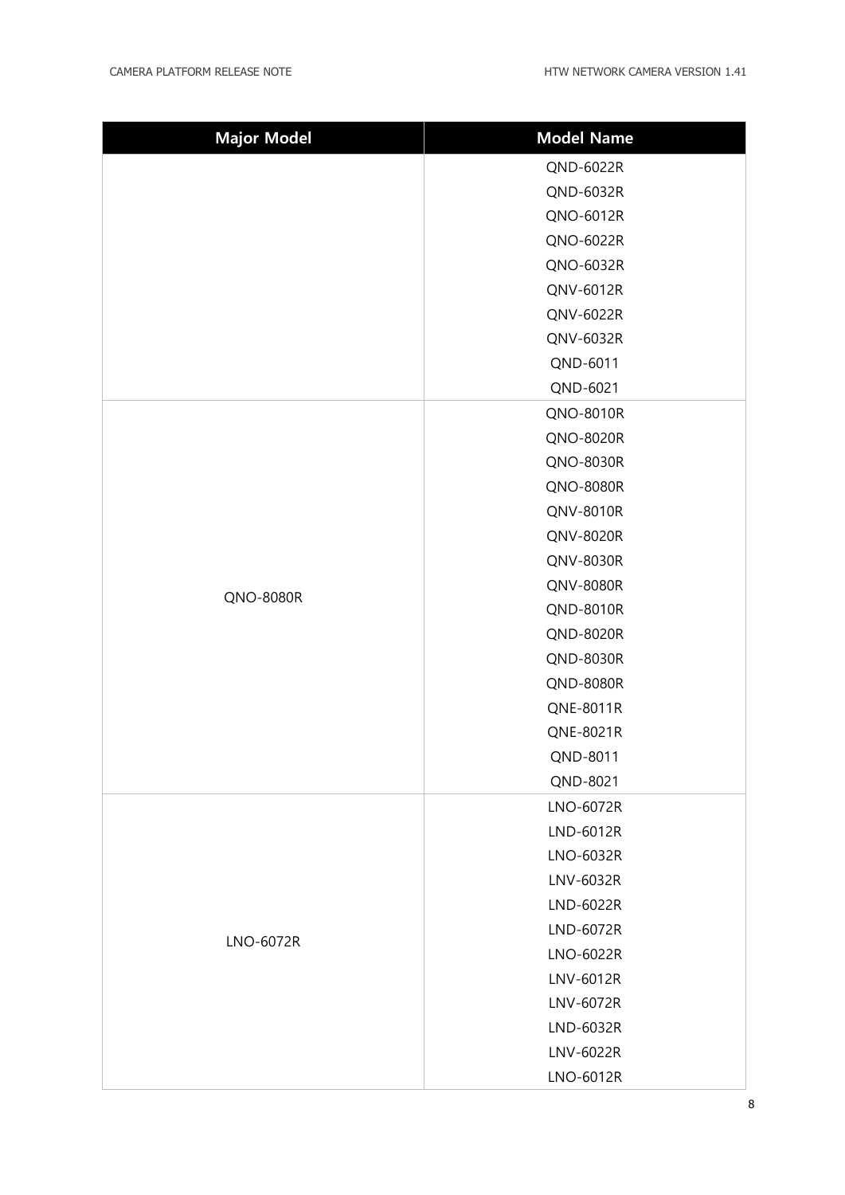| Major Model | Model Name |
| --- | --- |
| | QND-6022R |
| | QND-6032R |
| | QNO-6012R |
| | QNO-6022R |
| | QNO-6032R |
| | QNV-6012R |
| | QNV-6022R |
| | QNV-6032R |
| | QND-6011 |
| | QND-6021 |
| QNO-8080R | QNO-8010R |
| | QNO-8020R |
| | QNO-8030R |
| | QNO-8080R |
| | QNV-8010R |
| | QNV-8020R |
| | QNV-8030R |
| | QNV-8080R |
| | QND-8010R |
| | QND-8020R |
| | QND-8030R |
| | QND-8080R |
| | QNE-8011R |
| | QNE-8021R |
| | QND-8011 |
| | QND-8021 |
| LNO-6072R | LNO-6072R |
| | LND-6012R |
| | LNO-6032R |
| | LNV-6032R |
| | LND-6022R |
| | LND-6072R |
| | LNO-6022R |
| | LNV-6012R |
| | LNV-6072R |
| | LND-6032R |
| | LNV-6022R |
| | LNO-6012R |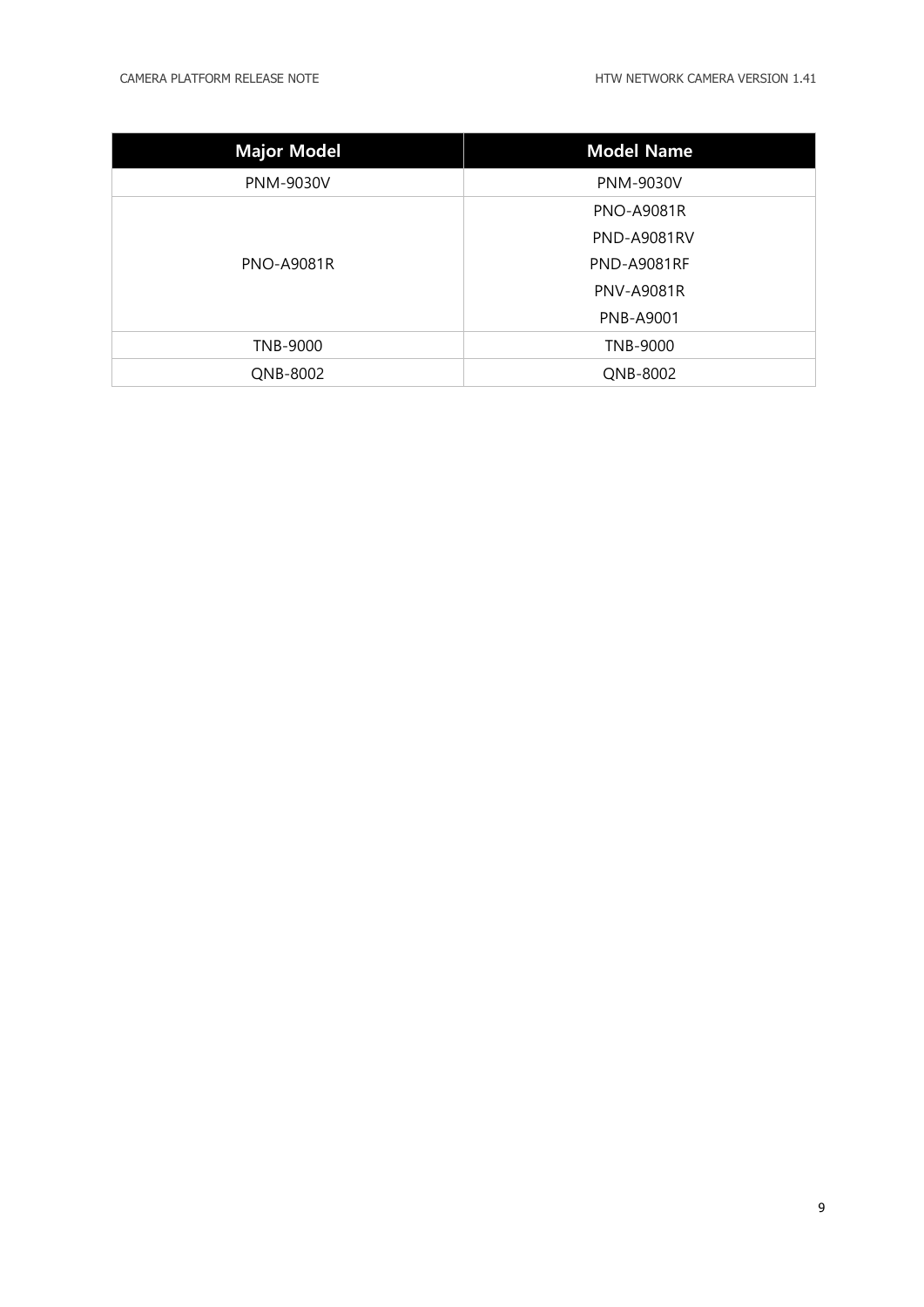| Major Model | Model Name |
| --- | --- |
| PNM-9030V | PNM-9030V |
| PNO-A9081R | PNO-A9081R |
| | PND-A9081RV |
| | PND-A9081RF |
| | PNV-A9081R |
| | PNB-A9001 |
| TNB-9000 | TNB-9000 |
| QNB-8002 | QNB-8002 |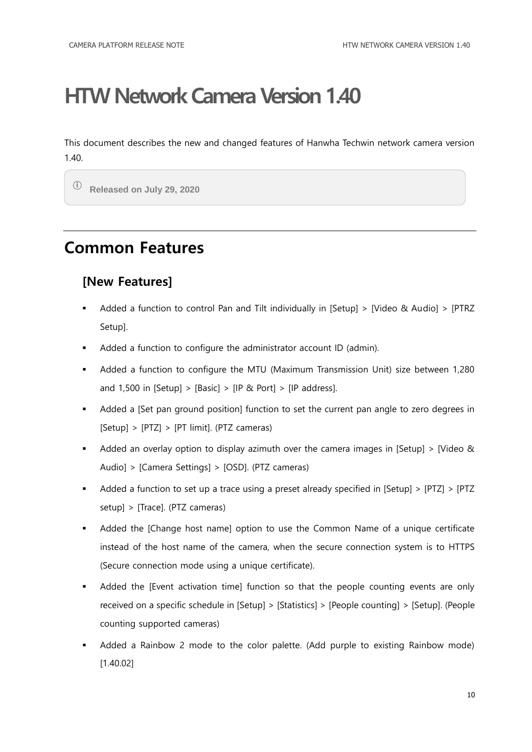# HTW Network Camera Version 1.40

This document describes the new and changed features of Hanwha Techwin network camera version 1.40.

> ⓘ **Released on July 29, 2020**

## Common Features

### [New Features]

- Added a function to control Pan and Tilt individually in [Setup] > [Video & Audio] > [PTRZ Setup].
- Added a function to configure the administrator account ID (admin).
- Added a function to configure the MTU (Maximum Transmission Unit) size between 1,280 and 1,500 in [Setup] > [Basic] > [IP & Port] > [IP address].
- Added a [Set pan ground position] function to set the current pan angle to zero degrees in [Setup] > [PTZ] > [PT limit]. (PTZ cameras)
- Added an overlay option to display azimuth over the camera images in [Setup] > [Video & Audio] > [Camera Settings] > [OSD]. (PTZ cameras)
- Added a function to set up a trace using a preset already specified in [Setup] > [PTZ] > [PTZ setup] > [Trace]. (PTZ cameras)
- Added the [Change host name] option to use the Common Name of a unique certificate instead of the host name of the camera, when the secure connection system is to HTTPS (Secure connection mode using a unique certificate).
- Added the [Event activation time] function so that the people counting events are only received on a specific schedule in [Setup] > [Statistics] > [People counting] > [Setup]. (People counting supported cameras)
- Added a Rainbow 2 mode to the color palette. (Add purple to existing Rainbow mode) [1.40.02]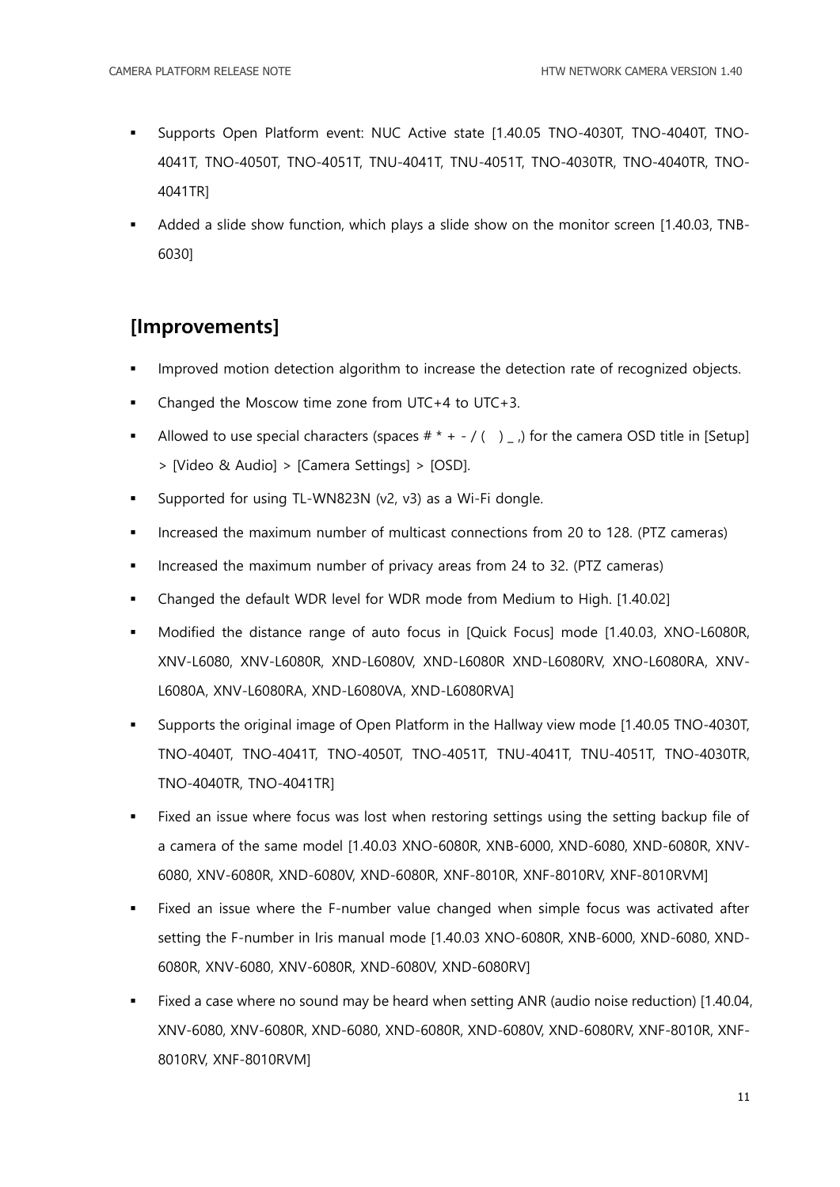- Supports Open Platform event: NUC Active state [1.40.05 TNO-4030T, TNO-4040T, TNO-4041T, TNO-4050T, TNO-4051T, TNU-4041T, TNU-4051T, TNO-4030TR, TNO-4040TR, TNO-4041TR]
- Added a slide show function, which plays a slide show on the monitor screen [1.40.03, TNB-6030]

## [Improvements]

- Improved motion detection algorithm to increase the detection rate of recognized objects.
- Changed the Moscow time zone from UTC+4 to UTC+3.
- Allowed to use special characters (spaces # * + - / ( ) _ ,) for the camera OSD title in [Setup] > [Video & Audio] > [Camera Settings] > [OSD].
- Supported for using TL-WN823N (v2, v3) as a Wi-Fi dongle.
- Increased the maximum number of multicast connections from 20 to 128. (PTZ cameras)
- Increased the maximum number of privacy areas from 24 to 32. (PTZ cameras)
- Changed the default WDR level for WDR mode from Medium to High. [1.40.02]
- Modified the distance range of auto focus in [Quick Focus] mode [1.40.03, XNO-L6080R, XNV-L6080, XNV-L6080R, XND-L6080V, XND-L6080R XND-L6080RV, XNO-L6080RA, XNV-L6080A, XNV-L6080RA, XND-L6080VA, XND-L6080RVA]
- Supports the original image of Open Platform in the Hallway view mode [1.40.05 TNO-4030T, TNO-4040T, TNO-4041T, TNO-4050T, TNO-4051T, TNU-4041T, TNU-4051T, TNO-4030TR, TNO-4040TR, TNO-4041TR]
- Fixed an issue where focus was lost when restoring settings using the setting backup file of a camera of the same model [1.40.03 XNO-6080R, XNB-6000, XND-6080, XND-6080R, XNV-6080, XNV-6080R, XND-6080V, XND-6080R, XNF-8010R, XNF-8010RV, XNF-8010RVM]
- Fixed an issue where the F-number value changed when simple focus was activated after setting the F-number in Iris manual mode [1.40.03 XNO-6080R, XNB-6000, XND-6080, XND-6080R, XNV-6080, XNV-6080R, XND-6080V, XND-6080RV]
- Fixed a case where no sound may be heard when setting ANR (audio noise reduction) [1.40.04, XNV-6080, XNV-6080R, XND-6080, XND-6080R, XND-6080V, XND-6080RV, XNF-8010R, XNF-8010RV, XNF-8010RVM]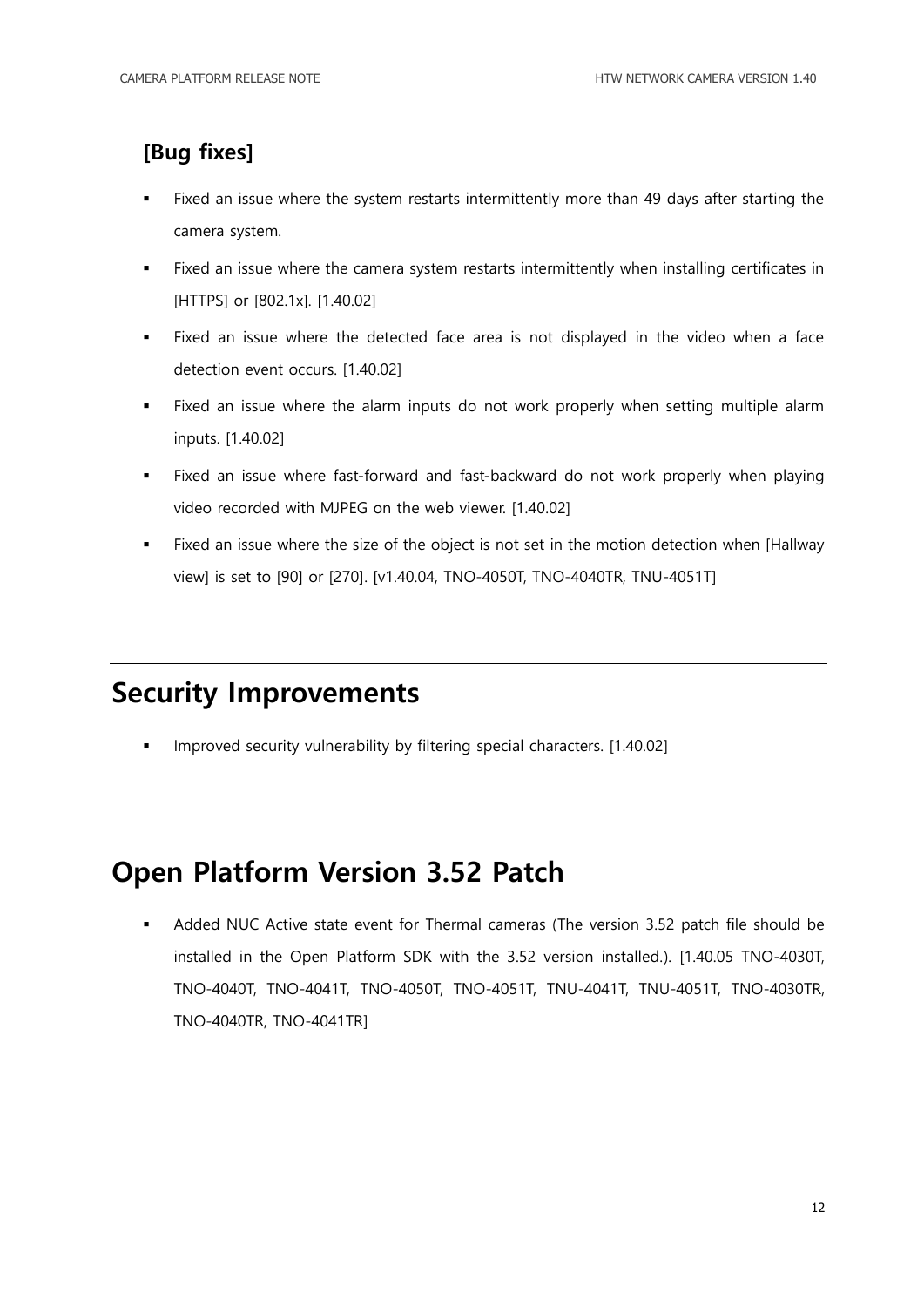### [Bug fixes]

- Fixed an issue where the system restarts intermittently more than 49 days after starting the camera system.
- Fixed an issue where the camera system restarts intermittently when installing certificates in [HTTPS] or [802.1x]. [1.40.02]
- Fixed an issue where the detected face area is not displayed in the video when a face detection event occurs. [1.40.02]
- Fixed an issue where the alarm inputs do not work properly when setting multiple alarm inputs. [1.40.02]
- Fixed an issue where fast-forward and fast-backward do not work properly when playing video recorded with MJPEG on the web viewer. [1.40.02]
- Fixed an issue where the size of the object is not set in the motion detection when [Hallway view] is set to [90] or [270]. [v1.40.04, TNO-4050T, TNO-4040TR, TNU-4051T]

## Security Improvements

- Improved security vulnerability by filtering special characters. [1.40.02]

## Open Platform Version 3.52 Patch

- Added NUC Active state event for Thermal cameras (The version 3.52 patch file should be installed in the Open Platform SDK with the 3.52 version installed.). [1.40.05 TNO-4030T, TNO-4040T, TNO-4041T, TNO-4050T, TNO-4051T, TNU-4041T, TNU-4051T, TNO-4030TR, TNO-4040TR, TNO-4041TR]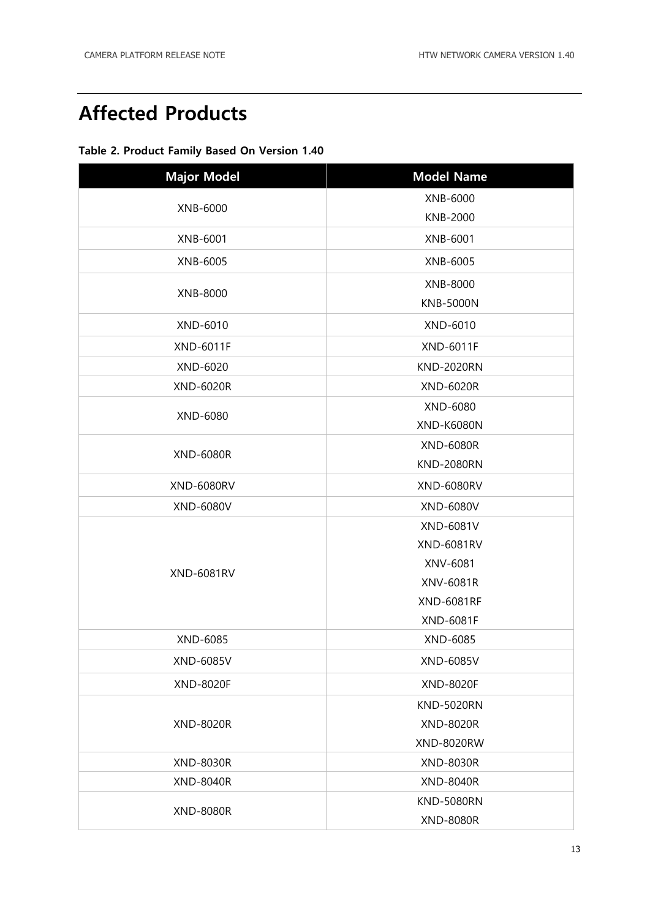# Affected Products

**Table 2. Product Family Based On Version 1.40**

| Major Model | Model Name |
|---|---|
| XNB-6000 | XNB-6000<br>KNB-2000 |
| XNB-6001 | XNB-6001 |
| XNB-6005 | XNB-6005 |
| XNB-8000 | XNB-8000<br>KNB-5000N |
| XND-6010 | XND-6010 |
| XND-6011F | XND-6011F |
| XND-6020 | KND-2020RN |
| XND-6020R | XND-6020R |
| XND-6080 | XND-6080<br>XND-K6080N |
| XND-6080R | XND-6080R<br>KND-2080RN |
| XND-6080RV | XND-6080RV |
| XND-6080V | XND-6080V |
| XND-6081RV | XND-6081V<br>XND-6081RV<br>XNV-6081<br>XNV-6081R<br>XND-6081RF<br>XND-6081F |
| XND-6085 | XND-6085 |
| XND-6085V | XND-6085V |
| XND-8020F | XND-8020F |
| XND-8020R | KND-5020RN<br>XND-8020R<br>XND-8020RW |
| XND-8030R | XND-8030R |
| XND-8040R | XND-8040R |
| XND-8080R | KND-5080RN<br>XND-8080R |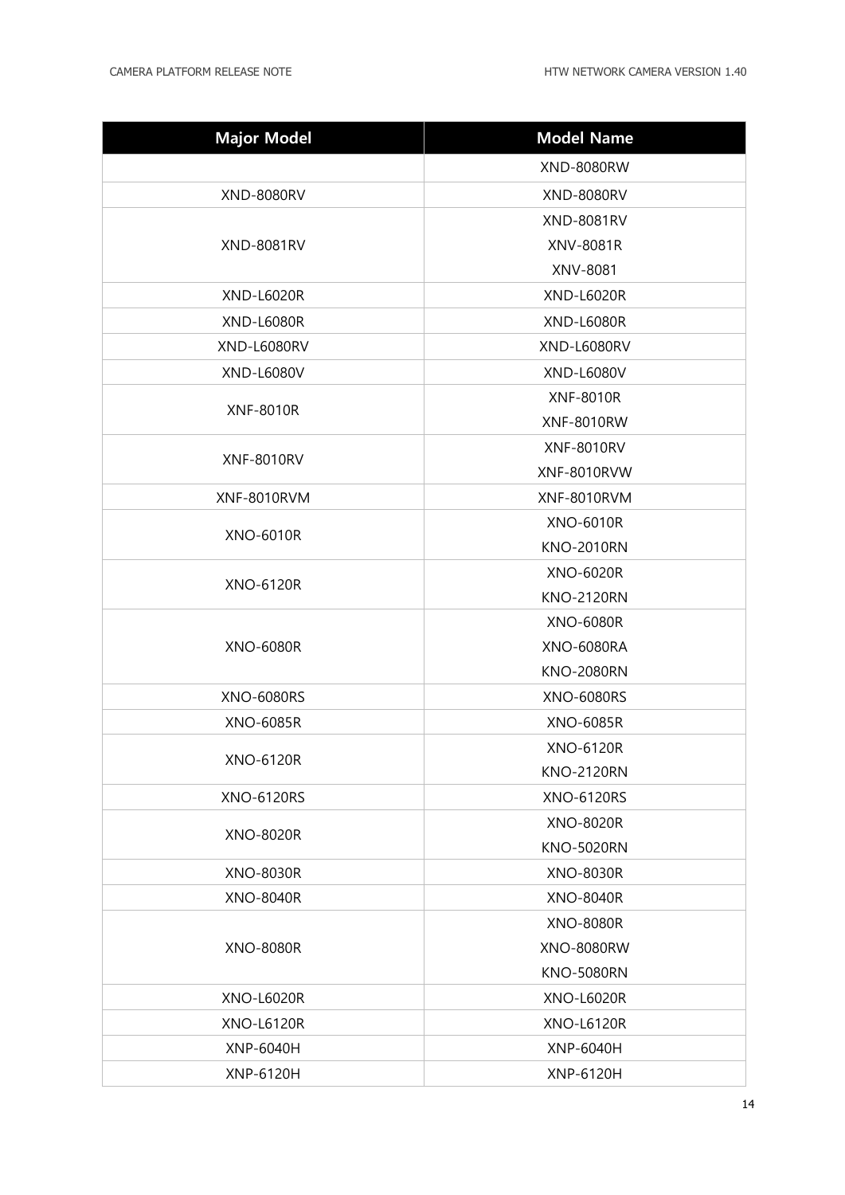| Major Model | Model Name |
| --- | --- |
| | XND-8080RW |
| XND-8080RV | XND-8080RV |
| XND-8081RV | XND-8081RV |
| | XNV-8081R |
| | XNV-8081 |
| XND-L6020R | XND-L6020R |
| XND-L6080R | XND-L6080R |
| XND-L6080RV | XND-L6080RV |
| XND-L6080V | XND-L6080V |
| XNF-8010R | XNF-8010R |
| | XNF-8010RW |
| XNF-8010RV | XNF-8010RV |
| | XNF-8010RVW |
| XNF-8010RVM | XNF-8010RVM |
| XNO-6010R | XNO-6010R |
| | KNO-2010RN |
| XNO-6120R | XNO-6020R |
| | KNO-2120RN |
| XNO-6080R | XNO-6080R |
| | XNO-6080RA |
| | KNO-2080RN |
| XNO-6080RS | XNO-6080RS |
| XNO-6085R | XNO-6085R |
| XNO-6120R | XNO-6120R |
| | KNO-2120RN |
| XNO-6120RS | XNO-6120RS |
| XNO-8020R | XNO-8020R |
| | KNO-5020RN |
| XNO-8030R | XNO-8030R |
| XNO-8040R | XNO-8040R |
| XNO-8080R | XNO-8080R |
| | XNO-8080RW |
| | KNO-5080RN |
| XNO-L6020R | XNO-L6020R |
| XNO-L6120R | XNO-L6120R |
| XNP-6040H | XNP-6040H |
| XNP-6120H | XNP-6120H |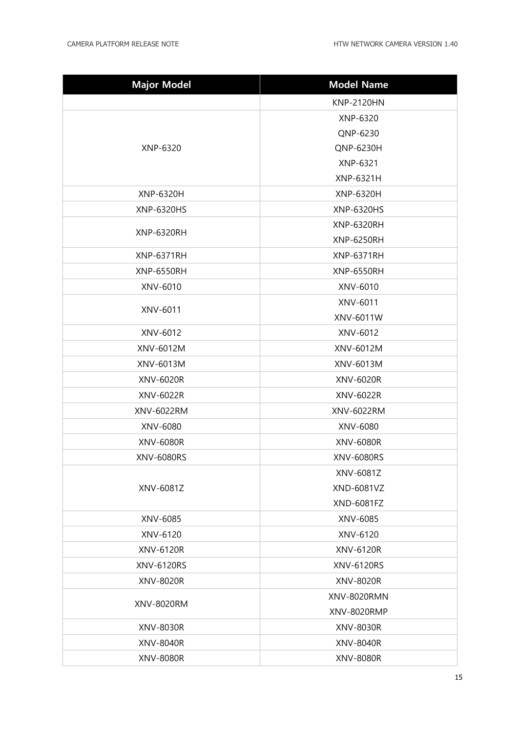| Major Model | Model Name |
| --- | --- |
| | KNP-2120HN |
| XNP-6320 | XNP-6320 |
| | QNP-6230 |
| | QNP-6230H |
| | XNP-6321 |
| | XNP-6321H |
| XNP-6320H | XNP-6320H |
| XNP-6320HS | XNP-6320HS |
| XNP-6320RH | XNP-6320RH |
| | XNP-6250RH |
| XNP-6371RH | XNP-6371RH |
| XNP-6550RH | XNP-6550RH |
| XNV-6010 | XNV-6010 |
| XNV-6011 | XNV-6011 |
| | XNV-6011W |
| XNV-6012 | XNV-6012 |
| XNV-6012M | XNV-6012M |
| XNV-6013M | XNV-6013M |
| XNV-6020R | XNV-6020R |
| XNV-6022R | XNV-6022R |
| XNV-6022RM | XNV-6022RM |
| XNV-6080 | XNV-6080 |
| XNV-6080R | XNV-6080R |
| XNV-6080RS | XNV-6080RS |
| XNV-6081Z | XNV-6081Z |
| | XND-6081VZ |
| | XND-6081FZ |
| XNV-6085 | XNV-6085 |
| XNV-6120 | XNV-6120 |
| XNV-6120R | XNV-6120R |
| XNV-6120RS | XNV-6120RS |
| XNV-8020R | XNV-8020R |
| XNV-8020RM | XNV-8020RMN |
| | XNV-8020RMP |
| XNV-8030R | XNV-8030R |
| XNV-8040R | XNV-8040R |
| XNV-8080R | XNV-8080R |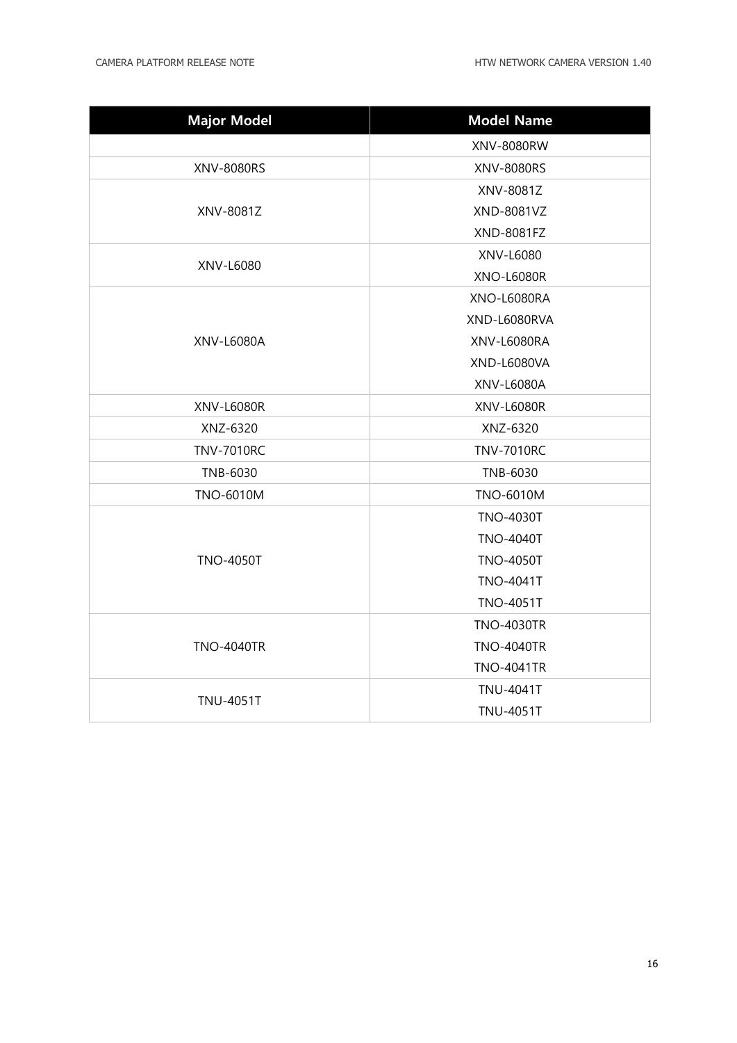| Major Model | Model Name |
|---|---|
| | XNV-8080RW |
| XNV-8080RS | XNV-8080RS |
| XNV-8081Z | XNV-8081Z |
| | XND-8081VZ |
| | XND-8081FZ |
| XNV-L6080 | XNV-L6080 |
| | XNO-L6080R |
| XNV-L6080A | XNO-L6080RA |
| | XND-L6080RVA |
| | XNV-L6080RA |
| | XND-L6080VA |
| | XNV-L6080A |
| XNV-L6080R | XNV-L6080R |
| XNZ-6320 | XNZ-6320 |
| TNV-7010RC | TNV-7010RC |
| TNB-6030 | TNB-6030 |
| TNO-6010M | TNO-6010M |
| TNO-4050T | TNO-4030T |
| | TNO-4040T |
| | TNO-4050T |
| | TNO-4041T |
| | TNO-4051T |
| TNO-4040TR | TNO-4030TR |
| | TNO-4040TR |
| | TNO-4041TR |
| TNU-4051T | TNU-4041T |
| | TNU-4051T |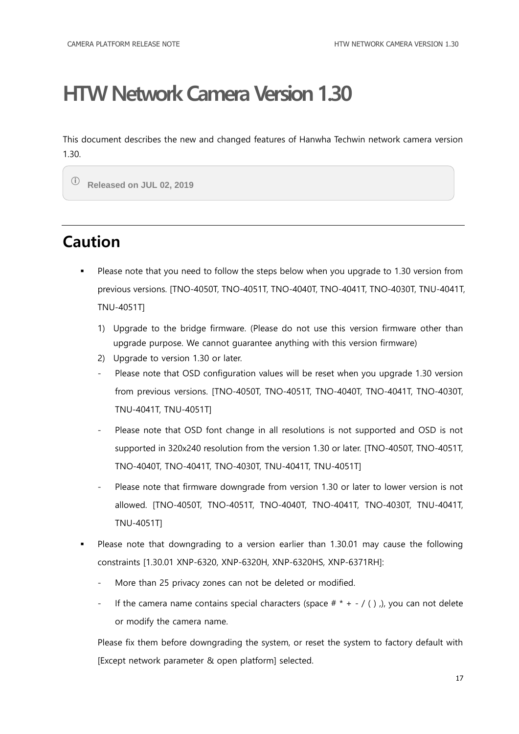# HTW Network Camera Version 1.30

This document describes the new and changed features of Hanwha Techwin network camera version 1.30.

> ⓘ **Released on JUL 02, 2019**

---

## Caution

- Please note that you need to follow the steps below when you upgrade to 1.30 version from previous versions. [TNO-4050T, TNO-4051T, TNO-4040T, TNO-4041T, TNO-4030T, TNU-4041T, TNU-4051T]
  1) Upgrade to the bridge firmware. (Please do not use this version firmware other than upgrade purpose. We cannot guarantee anything with this version firmware)
  2) Upgrade to version 1.30 or later.
  - Please note that OSD configuration values will be reset when you upgrade 1.30 version from previous versions. [TNO-4050T, TNO-4051T, TNO-4040T, TNO-4041T, TNO-4030T, TNU-4041T, TNU-4051T]
  - Please note that OSD font change in all resolutions is not supported and OSD is not supported in 320x240 resolution from the version 1.30 or later. [TNO-4050T, TNO-4051T, TNO-4040T, TNO-4041T, TNO-4030T, TNU-4041T, TNU-4051T]
  - Please note that firmware downgrade from version 1.30 or later to lower version is not allowed. [TNO-4050T, TNO-4051T, TNO-4040T, TNO-4041T, TNO-4030T, TNU-4041T, TNU-4051T]
- Please note that downgrading to a version earlier than 1.30.01 may cause the following constraints [1.30.01 XNP-6320, XNP-6320H, XNP-6320HS, XNP-6371RH]:
  - More than 25 privacy zones can not be deleted or modified.
  - If the camera name contains special characters (space # * + - / ( ) ,), you can not delete or modify the camera name.

  Please fix them before downgrading the system, or reset the system to factory default with [Except network parameter & open platform] selected.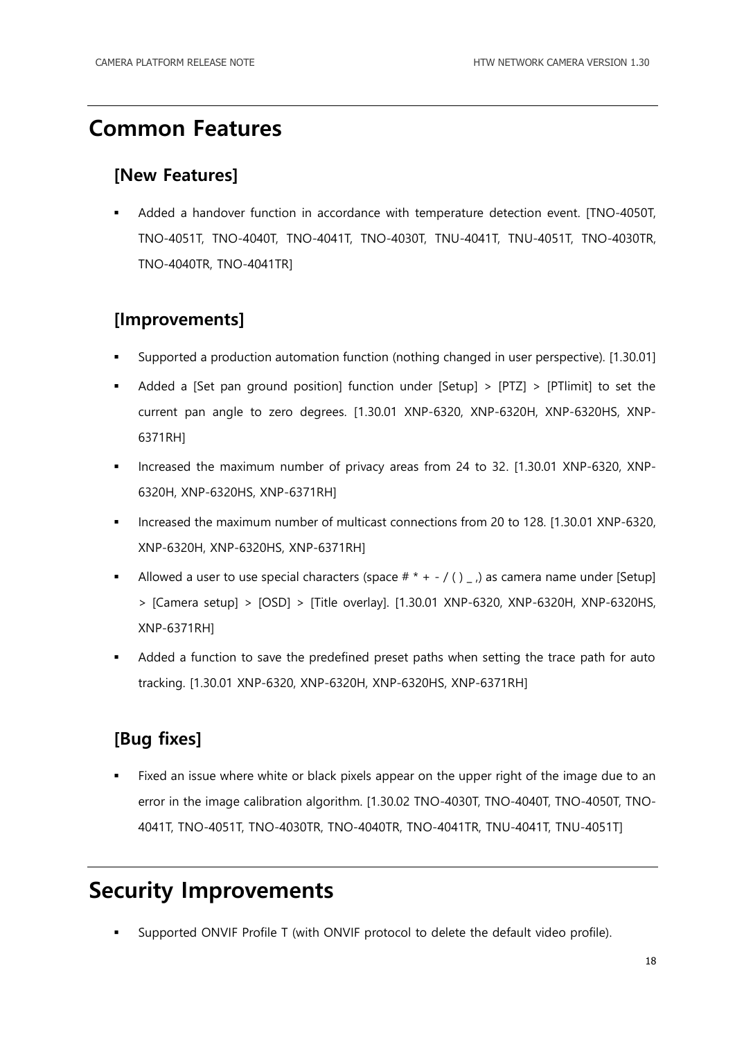# Common Features

## [New Features]

- Added a handover function in accordance with temperature detection event. [TNO-4050T, TNO-4051T, TNO-4040T, TNO-4041T, TNO-4030T, TNU-4041T, TNU-4051T, TNO-4030TR, TNO-4040TR, TNO-4041TR]

## [Improvements]

- Supported a production automation function (nothing changed in user perspective). [1.30.01]
- Added a [Set pan ground position] function under [Setup] > [PTZ] > [PTlimit] to set the current pan angle to zero degrees. [1.30.01 XNP-6320, XNP-6320H, XNP-6320HS, XNP-6371RH]
- Increased the maximum number of privacy areas from 24 to 32. [1.30.01 XNP-6320, XNP-6320H, XNP-6320HS, XNP-6371RH]
- Increased the maximum number of multicast connections from 20 to 128. [1.30.01 XNP-6320, XNP-6320H, XNP-6320HS, XNP-6371RH]
- Allowed a user to use special characters (space # * + - / ( ) _ ,) as camera name under [Setup] > [Camera setup] > [OSD] > [Title overlay]. [1.30.01 XNP-6320, XNP-6320H, XNP-6320HS, XNP-6371RH]
- Added a function to save the predefined preset paths when setting the trace path for auto tracking. [1.30.01 XNP-6320, XNP-6320H, XNP-6320HS, XNP-6371RH]

## [Bug fixes]

- Fixed an issue where white or black pixels appear on the upper right of the image due to an error in the image calibration algorithm. [1.30.02 TNO-4030T, TNO-4040T, TNO-4050T, TNO-4041T, TNO-4051T, TNO-4030TR, TNO-4040TR, TNO-4041TR, TNU-4041T, TNU-4051T]

# Security Improvements

- Supported ONVIF Profile T (with ONVIF protocol to delete the default video profile).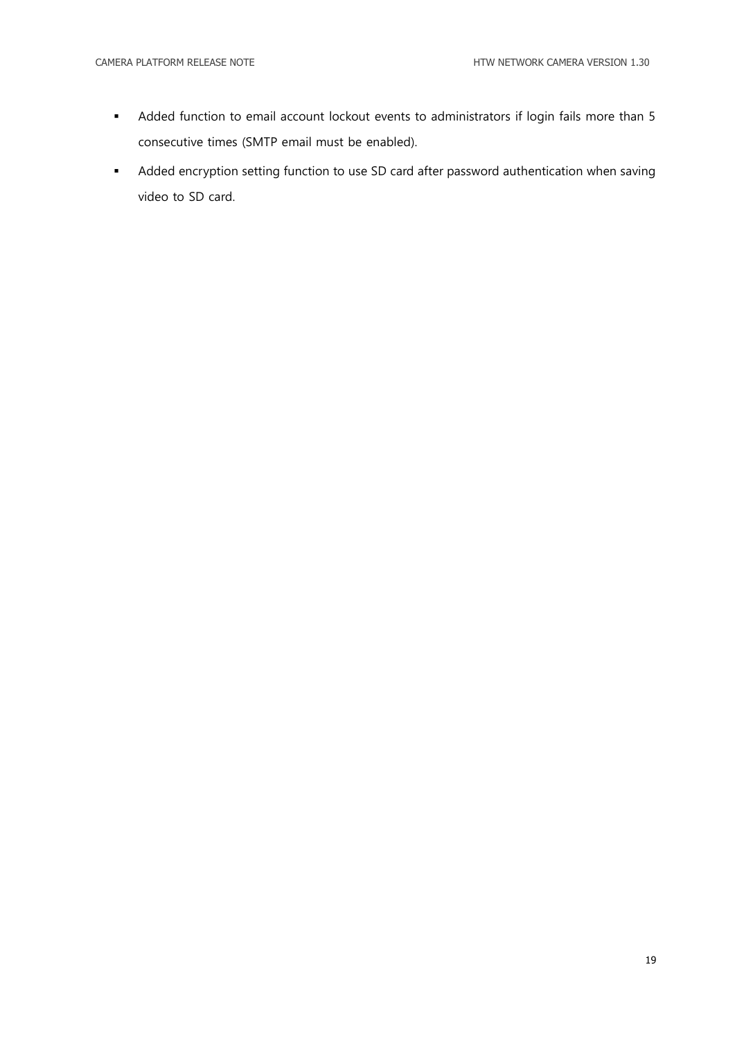- Added function to email account lockout events to administrators if login fails more than 5 consecutive times (SMTP email must be enabled).
- Added encryption setting function to use SD card after password authentication when saving video to SD card.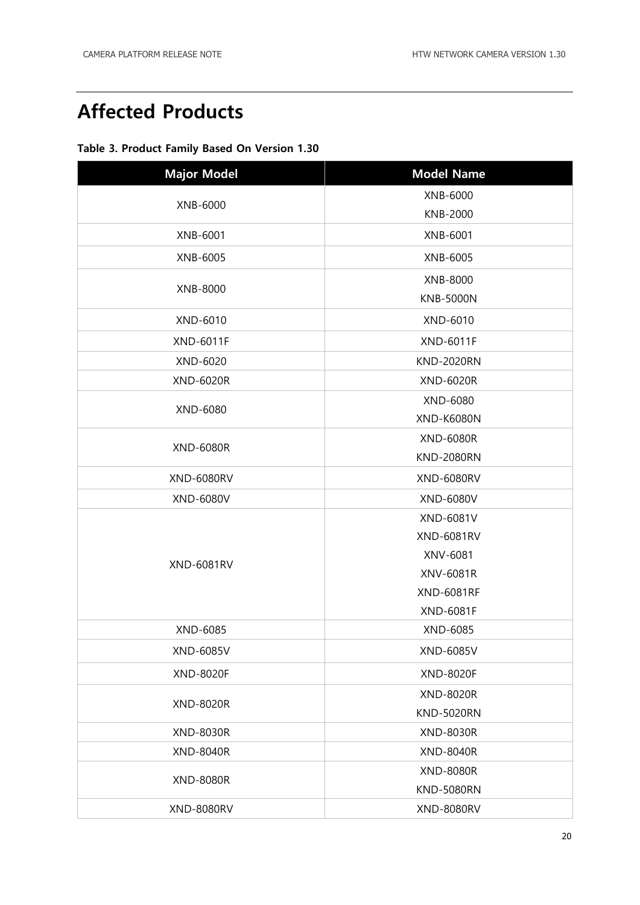# Affected Products

**Table 3. Product Family Based On Version 1.30**

| Major Model | Model Name |
|---|---|
| XNB-6000 | XNB-6000<br>KNB-2000 |
| XNB-6001 | XNB-6001 |
| XNB-6005 | XNB-6005 |
| XNB-8000 | XNB-8000<br>KNB-5000N |
| XND-6010 | XND-6010 |
| XND-6011F | XND-6011F |
| XND-6020 | KND-2020RN |
| XND-6020R | XND-6020R |
| XND-6080 | XND-6080<br>XND-K6080N |
| XND-6080R | XND-6080R<br>KND-2080RN |
| XND-6080RV | XND-6080RV |
| XND-6080V | XND-6080V |
| XND-6081RV | XND-6081V<br>XND-6081RV<br>XNV-6081<br>XNV-6081R<br>XND-6081RF<br>XND-6081F |
| XND-6085 | XND-6085 |
| XND-6085V | XND-6085V |
| XND-8020F | XND-8020F |
| XND-8020R | XND-8020R<br>KND-5020RN |
| XND-8030R | XND-8030R |
| XND-8040R | XND-8040R |
| XND-8080R | XND-8080R<br>KND-5080RN |
| XND-8080RV | XND-8080RV |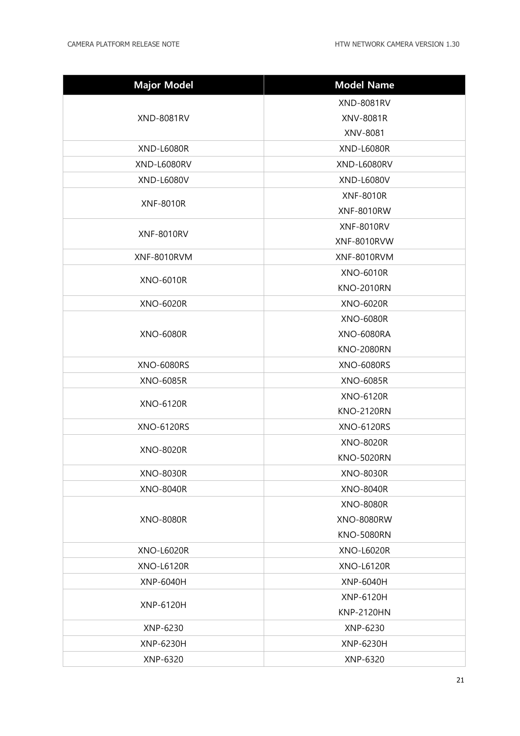| Major Model | Model Name |
| --- | --- |
| XND-8081RV | XND-8081RV<br>XNV-8081R<br>XNV-8081 |
| XND-L6080R | XND-L6080R |
| XND-L6080RV | XND-L6080RV |
| XND-L6080V | XND-L6080V |
| XNF-8010R | XNF-8010R<br>XNF-8010RW |
| XNF-8010RV | XNF-8010RV<br>XNF-8010RVW |
| XNF-8010RVM | XNF-8010RVM |
| XNO-6010R | XNO-6010R<br>KNO-2010RN |
| XNO-6020R | XNO-6020R |
| XNO-6080R | XNO-6080R<br>XNO-6080RA<br>KNO-2080RN |
| XNO-6080RS | XNO-6080RS |
| XNO-6085R | XNO-6085R |
| XNO-6120R | XNO-6120R<br>KNO-2120RN |
| XNO-6120RS | XNO-6120RS |
| XNO-8020R | XNO-8020R<br>KNO-5020RN |
| XNO-8030R | XNO-8030R |
| XNO-8040R | XNO-8040R |
| XNO-8080R | XNO-8080R<br>XNO-8080RW<br>KNO-5080RN |
| XNO-L6020R | XNO-L6020R |
| XNO-L6120R | XNO-L6120R |
| XNP-6040H | XNP-6040H |
| XNP-6120H | XNP-6120H<br>KNP-2120HN |
| XNP-6230 | XNP-6230 |
| XNP-6230H | XNP-6230H |
| XNP-6320 | XNP-6320 |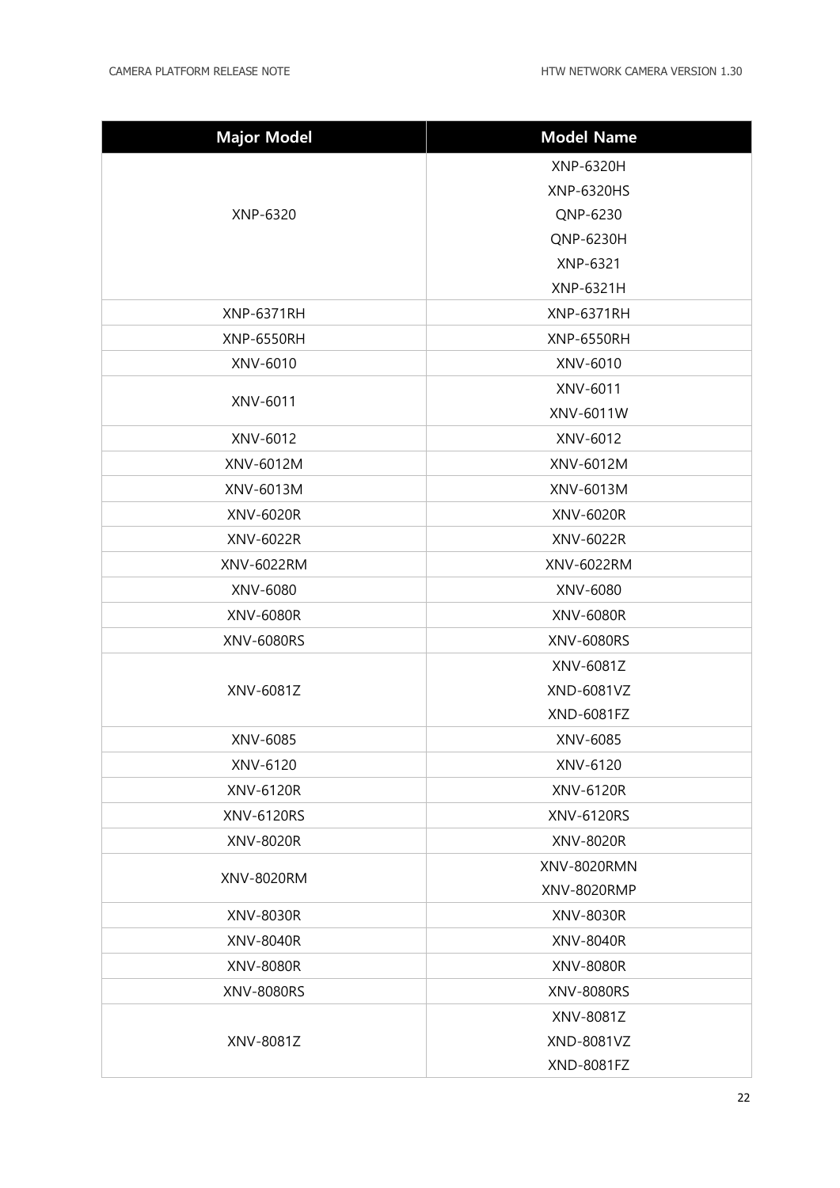| Major Model | Model Name |
|---|---|
| XNP-6320 | XNP-6320H<br>XNP-6320HS<br>QNP-6230<br>QNP-6230H<br>XNP-6321<br>XNP-6321H |
| XNP-6371RH | XNP-6371RH |
| XNP-6550RH | XNP-6550RH |
| XNV-6010 | XNV-6010 |
| XNV-6011 | XNV-6011<br>XNV-6011W |
| XNV-6012 | XNV-6012 |
| XNV-6012M | XNV-6012M |
| XNV-6013M | XNV-6013M |
| XNV-6020R | XNV-6020R |
| XNV-6022R | XNV-6022R |
| XNV-6022RM | XNV-6022RM |
| XNV-6080 | XNV-6080 |
| XNV-6080R | XNV-6080R |
| XNV-6080RS | XNV-6080RS |
| XNV-6081Z | XNV-6081Z<br>XND-6081VZ<br>XND-6081FZ |
| XNV-6085 | XNV-6085 |
| XNV-6120 | XNV-6120 |
| XNV-6120R | XNV-6120R |
| XNV-6120RS | XNV-6120RS |
| XNV-8020R | XNV-8020R |
| XNV-8020RM | XNV-8020RMN<br>XNV-8020RMP |
| XNV-8030R | XNV-8030R |
| XNV-8040R | XNV-8040R |
| XNV-8080R | XNV-8080R |
| XNV-8080RS | XNV-8080RS |
| XNV-8081Z | XNV-8081Z<br>XND-8081VZ<br>XND-8081FZ |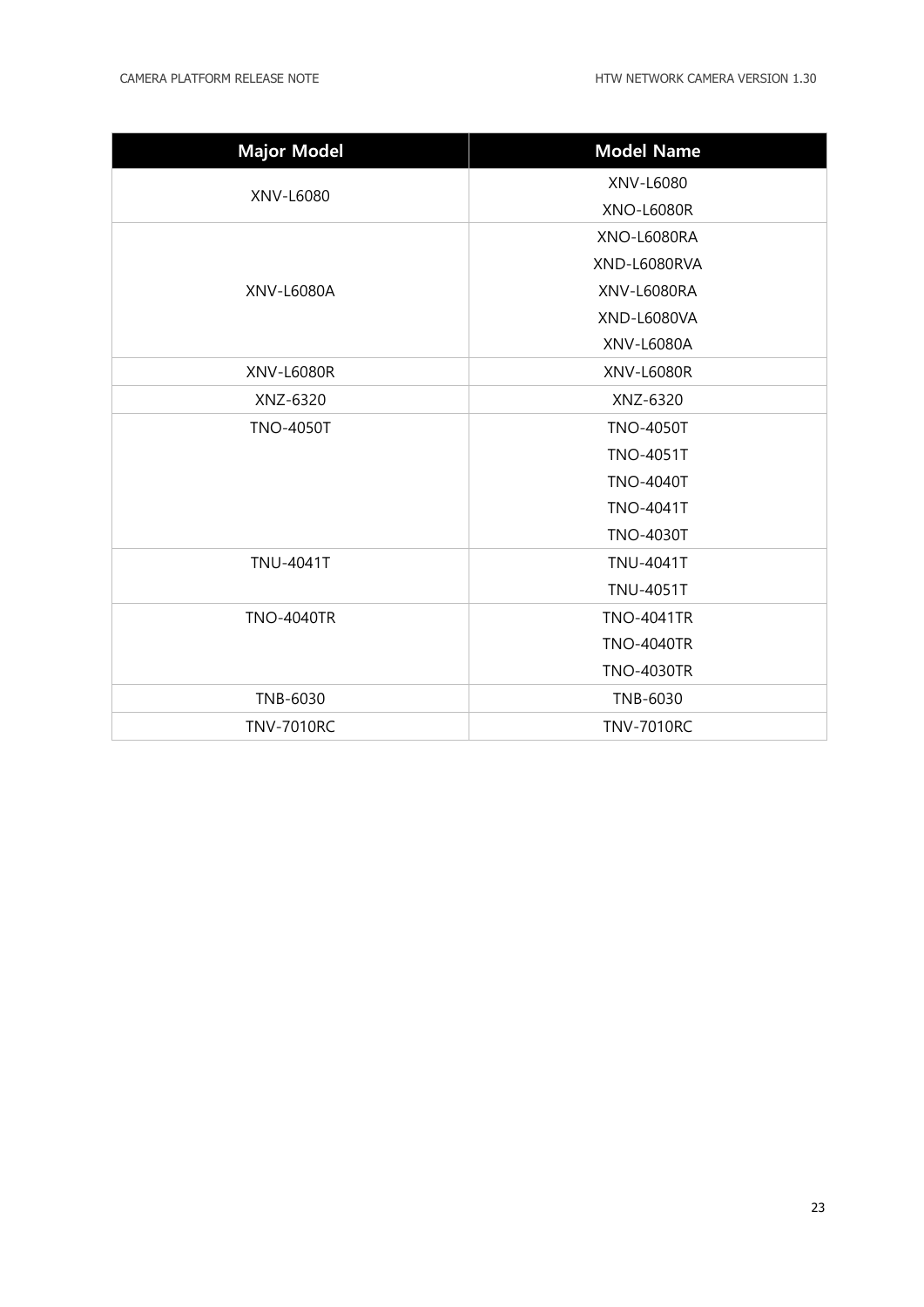| Major Model | Model Name |
| --- | --- |
| XNV-L6080 | XNV-L6080 |
| | XNO-L6080R |
| XNV-L6080A | XNO-L6080RA |
| | XND-L6080RVA |
| | XNV-L6080RA |
| | XND-L6080VA |
| | XNV-L6080A |
| XNV-L6080R | XNV-L6080R |
| XNZ-6320 | XNZ-6320 |
| TNO-4050T | TNO-4050T |
| | TNO-4051T |
| | TNO-4040T |
| | TNO-4041T |
| | TNO-4030T |
| TNU-4041T | TNU-4041T |
| | TNU-4051T |
| TNO-4040TR | TNO-4041TR |
| | TNO-4040TR |
| | TNO-4030TR |
| TNB-6030 | TNB-6030 |
| TNV-7010RC | TNV-7010RC |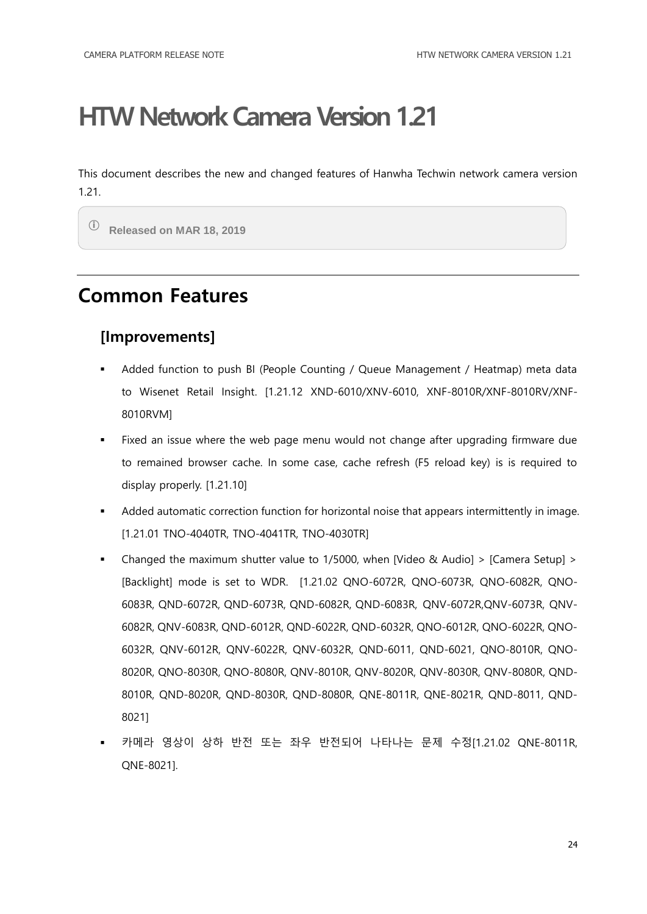# HTW Network Camera Version 1.21

This document describes the new and changed features of Hanwha Techwin network camera version 1.21.

> ⓘ **Released on MAR 18, 2019**

## Common Features

### [Improvements]

- Added function to push BI (People Counting / Queue Management / Heatmap) meta data to Wisenet Retail Insight. [1.21.12 XND-6010/XNV-6010, XNF-8010R/XNF-8010RV/XNF-8010RVM]
- Fixed an issue where the web page menu would not change after upgrading firmware due to remained browser cache. In some case, cache refresh (F5 reload key) is is required to display properly. [1.21.10]
- Added automatic correction function for horizontal noise that appears intermittently in image. [1.21.01 TNO-4040TR, TNO-4041TR, TNO-4030TR]
- Changed the maximum shutter value to 1/5000, when [Video & Audio] > [Camera Setup] > [Backlight] mode is set to WDR. [1.21.02 QNO-6072R, QNO-6073R, QNO-6082R, QNO-6083R, QND-6072R, QND-6073R, QND-6082R, QND-6083R, QNV-6072R,QNV-6073R, QNV-6082R, QNV-6083R, QND-6012R, QND-6022R, QND-6032R, QNO-6012R, QNO-6022R, QNO-6032R, QNV-6012R, QNV-6022R, QNV-6032R, QND-6011, QND-6021, QNO-8010R, QNO-8020R, QNO-8030R, QNO-8080R, QNV-8010R, QNV-8020R, QNV-8030R, QNV-8080R, QND-8010R, QND-8020R, QND-8030R, QND-8080R, QNE-8011R, QNE-8021R, QND-8011, QND-8021]
- 카메라 영상이 상하 반전 또는 좌우 반전되어 나타나는 문제 수정[1.21.02 QNE-8011R, QNE-8021].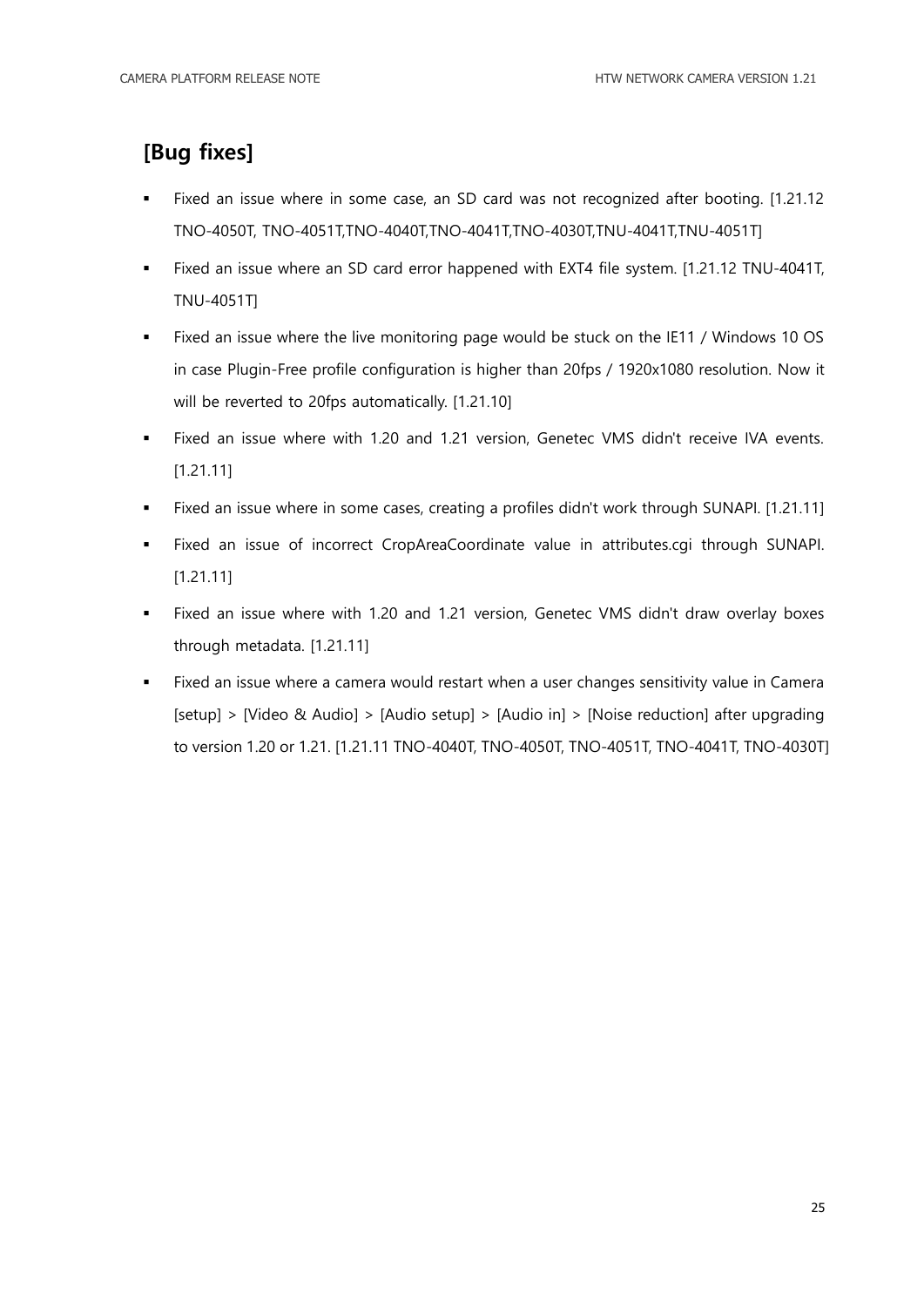## [Bug fixes]

- Fixed an issue where in some case, an SD card was not recognized after booting. [1.21.12 TNO-4050T, TNO-4051T,TNO-4040T,TNO-4041T,TNO-4030T,TNU-4041T,TNU-4051T]
- Fixed an issue where an SD card error happened with EXT4 file system. [1.21.12 TNU-4041T, TNU-4051T]
- Fixed an issue where the live monitoring page would be stuck on the IE11 / Windows 10 OS in case Plugin-Free profile configuration is higher than 20fps / 1920x1080 resolution. Now it will be reverted to 20fps automatically. [1.21.10]
- Fixed an issue where with 1.20 and 1.21 version, Genetec VMS didn't receive IVA events. [1.21.11]
- Fixed an issue where in some cases, creating a profiles didn't work through SUNAPI. [1.21.11]
- Fixed an issue of incorrect CropAreaCoordinate value in attributes.cgi through SUNAPI. [1.21.11]
- Fixed an issue where with 1.20 and 1.21 version, Genetec VMS didn't draw overlay boxes through metadata. [1.21.11]
- Fixed an issue where a camera would restart when a user changes sensitivity value in Camera [setup] > [Video & Audio] > [Audio setup] > [Audio in] > [Noise reduction] after upgrading to version 1.20 or 1.21. [1.21.11 TNO-4040T, TNO-4050T, TNO-4051T, TNO-4041T, TNO-4030T]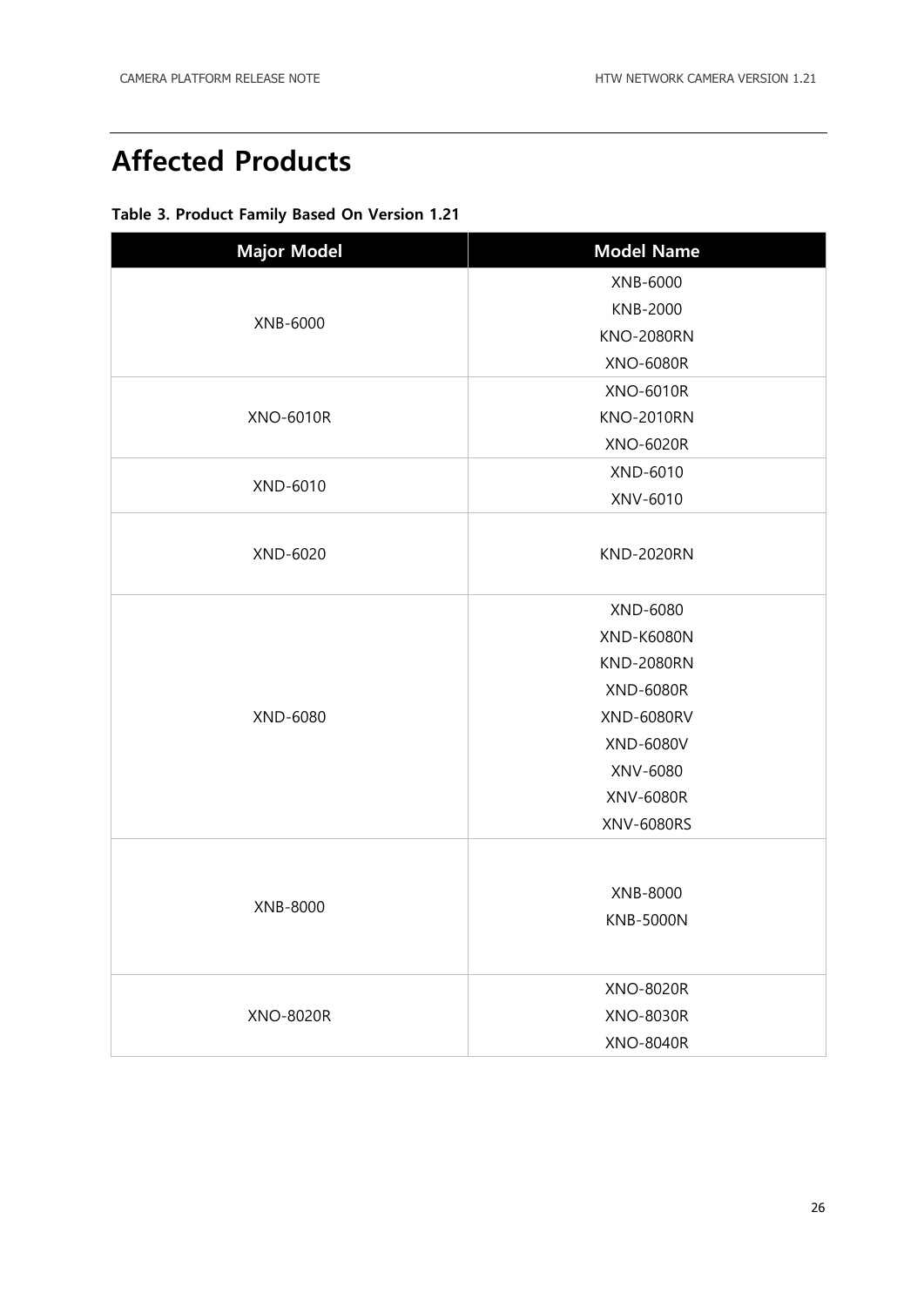# Affected Products

**Table 3. Product Family Based On Version 1.21**

| Major Model | Model Name |
|---|---|
| XNB-6000 | XNB-6000 |
| | KNB-2000 |
| | KNO-2080RN |
| | XNO-6080R |
| XNO-6010R | XNO-6010R |
| | KNO-2010RN |
| | XNO-6020R |
| XND-6010 | XND-6010 |
| | XNV-6010 |
| XND-6020 | KND-2020RN |
| XND-6080 | XND-6080 |
| | XND-K6080N |
| | KND-2080RN |
| | XND-6080R |
| | XND-6080RV |
| | XND-6080V |
| | XNV-6080 |
| | XNV-6080R |
| | XNV-6080RS |
| XNB-8000 | XNB-8000 |
| | KNB-5000N |
| XNO-8020R | XNO-8020R |
| | XNO-8030R |
| | XNO-8040R |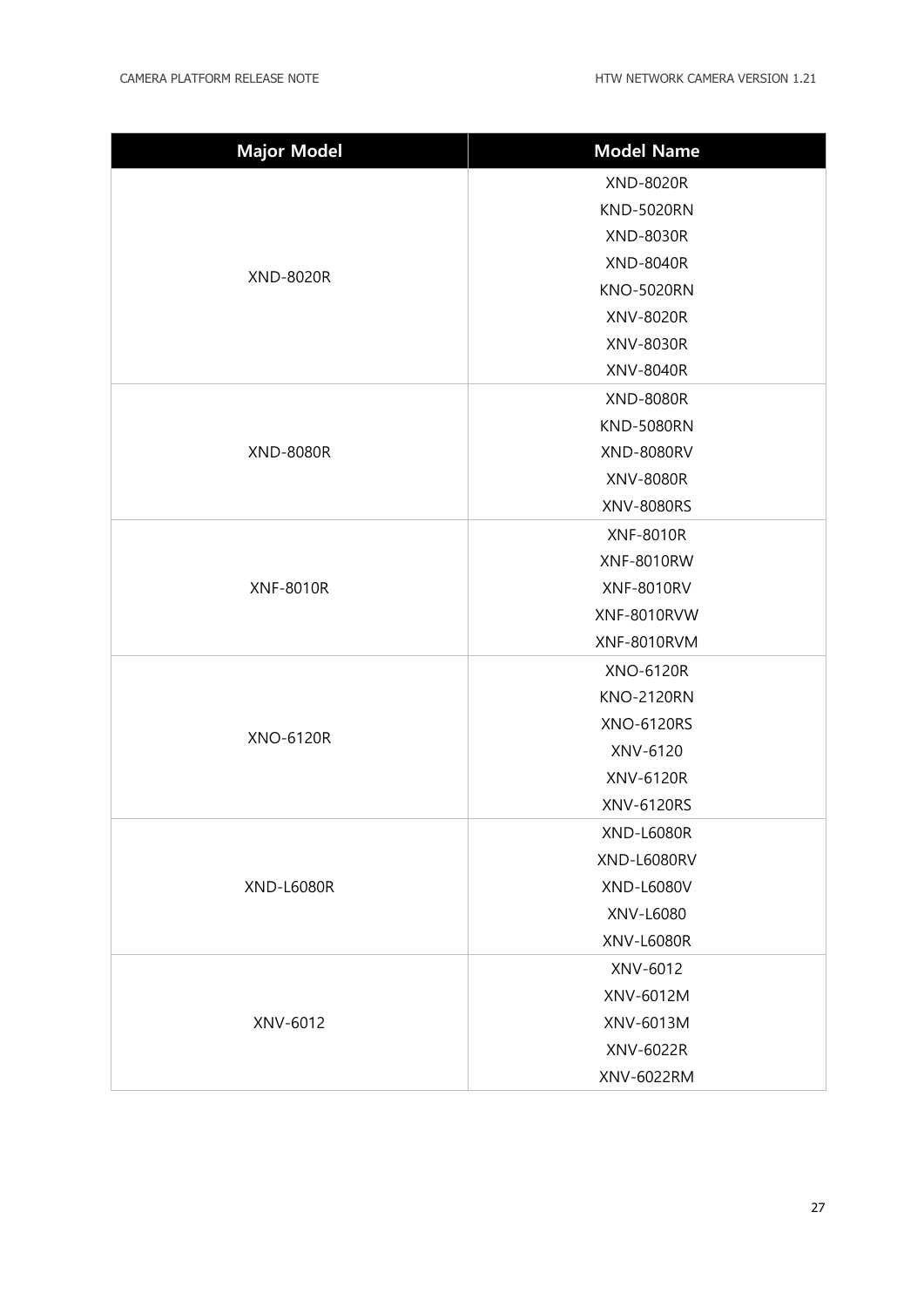| Major Model | Model Name |
|---|---|
| XND-8020R | XND-8020R |
| | KND-5020RN |
| | XND-8030R |
| | XND-8040R |
| | KNO-5020RN |
| | XNV-8020R |
| | XNV-8030R |
| | XNV-8040R |
| XND-8080R | XND-8080R |
| | KND-5080RN |
| | XND-8080RV |
| | XNV-8080R |
| | XNV-8080RS |
| XNF-8010R | XNF-8010R |
| | XNF-8010RW |
| | XNF-8010RV |
| | XNF-8010RVW |
| | XNF-8010RVM |
| XNO-6120R | XNO-6120R |
| | KNO-2120RN |
| | XNO-6120RS |
| | XNV-6120 |
| | XNV-6120R |
| | XNV-6120RS |
| XND-L6080R | XND-L6080R |
| | XND-L6080RV |
| | XND-L6080V |
| | XNV-L6080 |
| | XNV-L6080R |
| XNV-6012 | XNV-6012 |
| | XNV-6012M |
| | XNV-6013M |
| | XNV-6022R |
| | XNV-6022RM |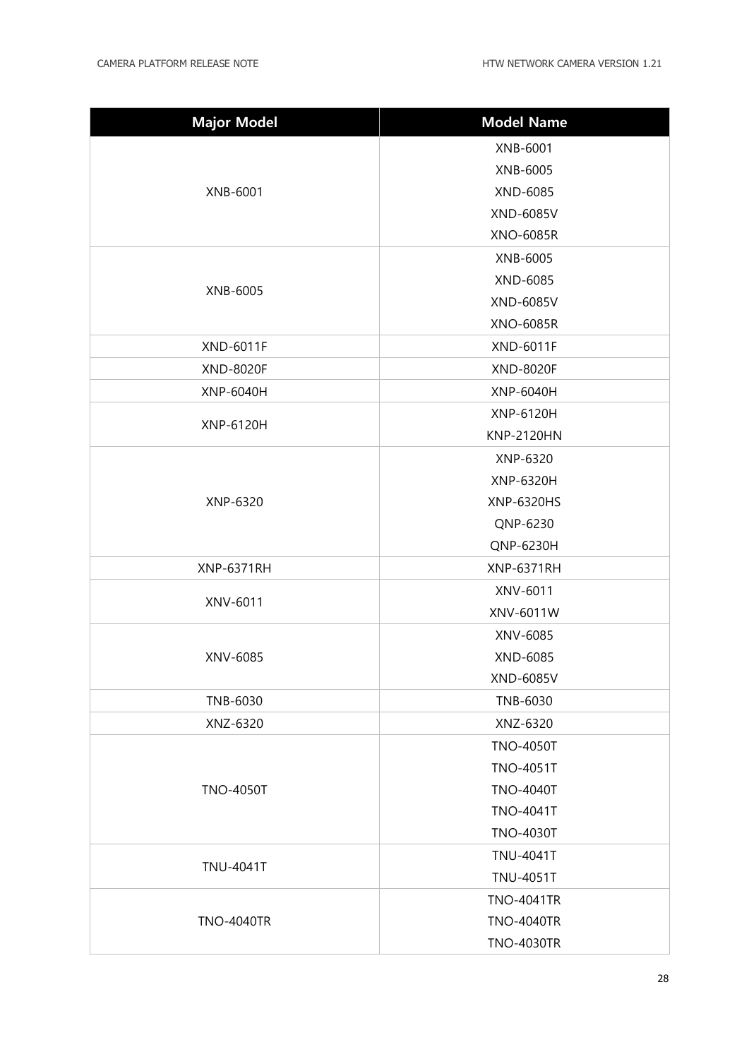| Major Model | Model Name |
| --- | --- |
| XNB-6001 | XNB-6001<br>XNB-6005<br>XND-6085<br>XND-6085V<br>XNO-6085R |
| XNB-6005 | XNB-6005<br>XND-6085<br>XND-6085V<br>XNO-6085R |
| XND-6011F | XND-6011F |
| XND-8020F | XND-8020F |
| XNP-6040H | XNP-6040H |
| XNP-6120H | XNP-6120H<br>KNP-2120HN |
| XNP-6320 | XNP-6320<br>XNP-6320H<br>XNP-6320HS<br>QNP-6230<br>QNP-6230H |
| XNP-6371RH | XNP-6371RH |
| XNV-6011 | XNV-6011<br>XNV-6011W |
| XNV-6085 | XNV-6085<br>XND-6085<br>XND-6085V |
| TNB-6030 | TNB-6030 |
| XNZ-6320 | XNZ-6320 |
| TNO-4050T | TNO-4050T<br>TNO-4051T<br>TNO-4040T<br>TNO-4041T<br>TNO-4030T |
| TNU-4041T | TNU-4041T<br>TNU-4051T |
| TNO-4040TR | TNO-4041TR<br>TNO-4040TR<br>TNO-4030TR |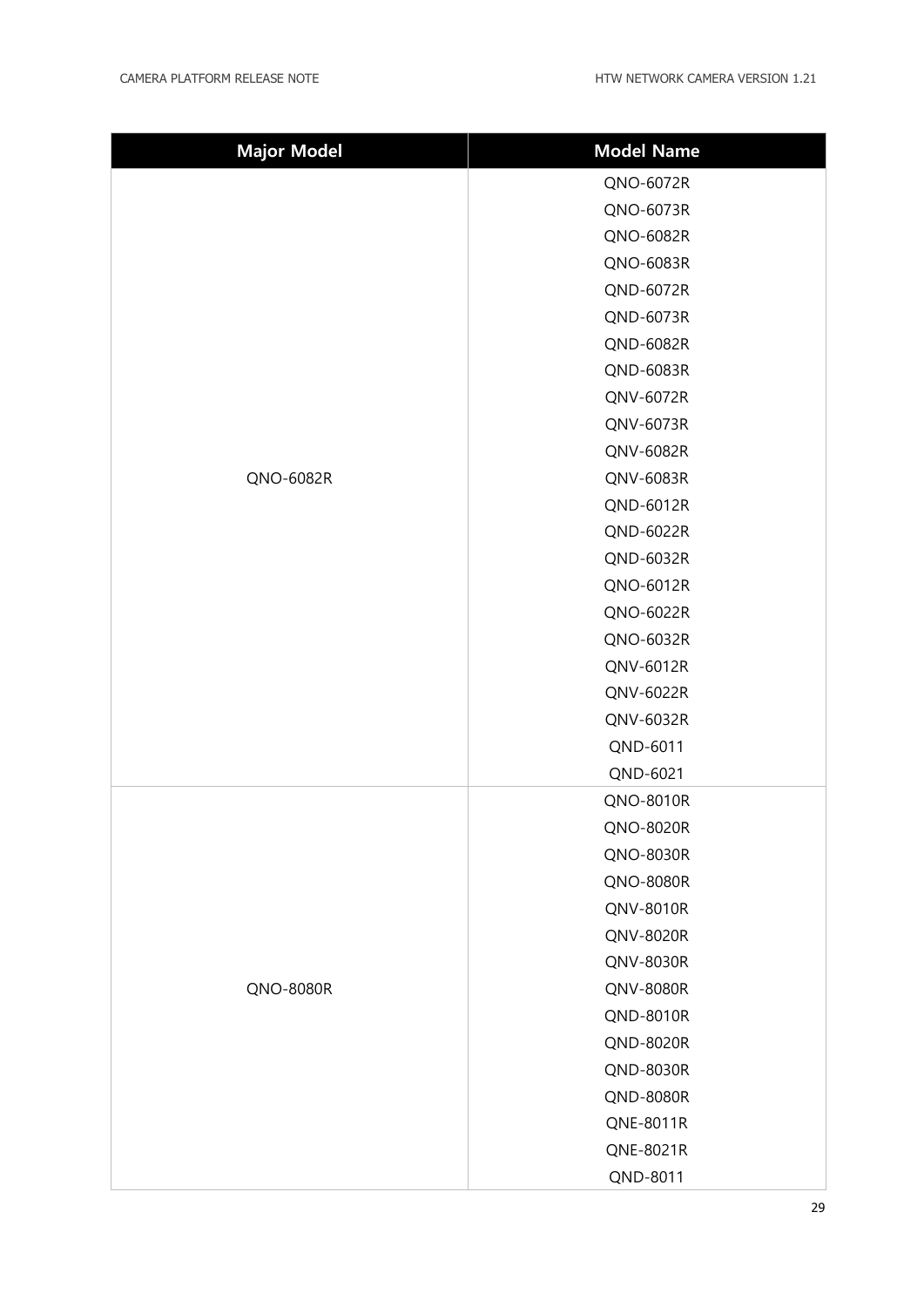| Major Model | Model Name |
|---|---|
| QNO-6082R | QNO-6072R |
| | QNO-6073R |
| | QNO-6082R |
| | QNO-6083R |
| | QND-6072R |
| | QND-6073R |
| | QND-6082R |
| | QND-6083R |
| | QNV-6072R |
| | QNV-6073R |
| | QNV-6082R |
| | QNV-6083R |
| | QND-6012R |
| | QND-6022R |
| | QND-6032R |
| | QNO-6012R |
| | QNO-6022R |
| | QNO-6032R |
| | QNV-6012R |
| | QNV-6022R |
| | QNV-6032R |
| | QND-6011 |
| | QND-6021 |
| QNO-8080R | QNO-8010R |
| | QNO-8020R |
| | QNO-8030R |
| | QNO-8080R |
| | QNV-8010R |
| | QNV-8020R |
| | QNV-8030R |
| | QNV-8080R |
| | QND-8010R |
| | QND-8020R |
| | QND-8030R |
| | QND-8080R |
| | QNE-8011R |
| | QNE-8021R |
| | QND-8011 |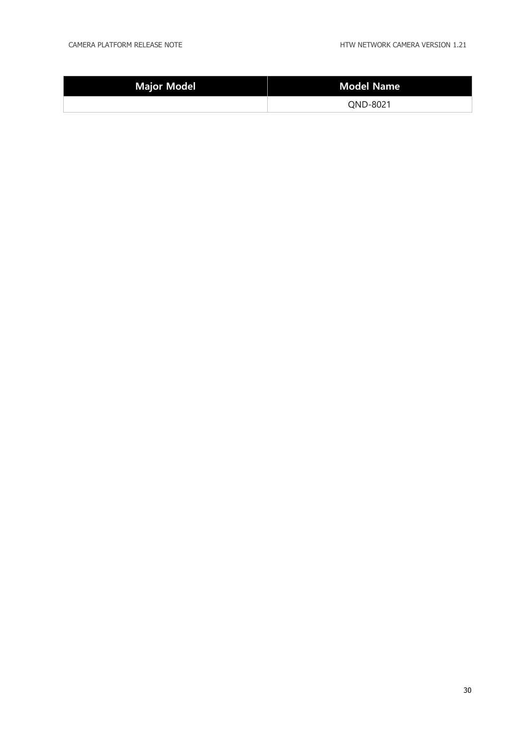| Major Model | Model Name |
| --- | --- |
| | QND-8021 |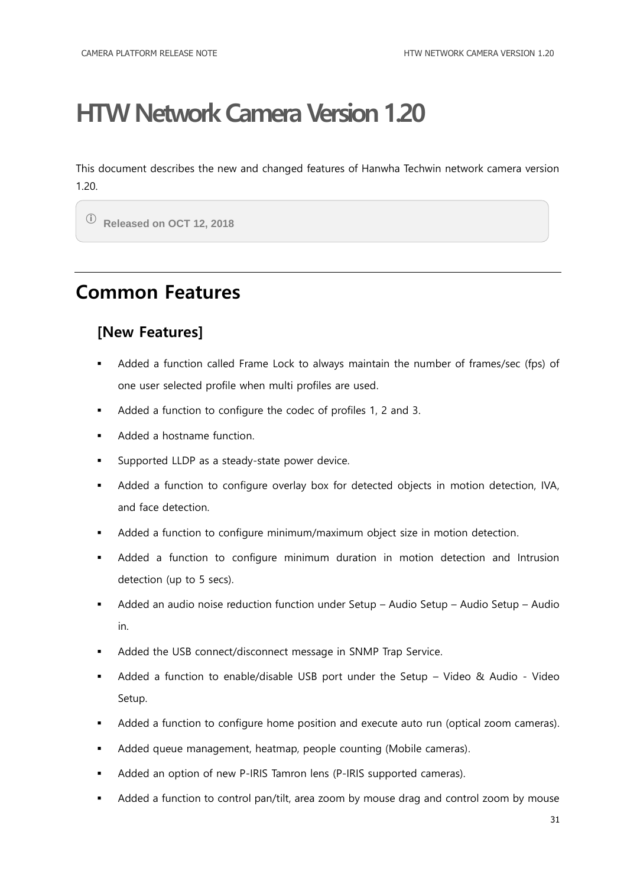# HTW Network Camera Version 1.20

This document describes the new and changed features of Hanwha Techwin network camera version 1.20.

> ⓘ **Released on OCT 12, 2018**

---

## Common Features

### [New Features]

- Added a function called Frame Lock to always maintain the number of frames/sec (fps) of one user selected profile when multi profiles are used.
- Added a function to configure the codec of profiles 1, 2 and 3.
- Added a hostname function.
- Supported LLDP as a steady-state power device.
- Added a function to configure overlay box for detected objects in motion detection, IVA, and face detection.
- Added a function to configure minimum/maximum object size in motion detection.
- Added a function to configure minimum duration in motion detection and Intrusion detection (up to 5 secs).
- Added an audio noise reduction function under Setup – Audio Setup – Audio Setup – Audio in.
- Added the USB connect/disconnect message in SNMP Trap Service.
- Added a function to enable/disable USB port under the Setup – Video & Audio - Video Setup.
- Added a function to configure home position and execute auto run (optical zoom cameras).
- Added queue management, heatmap, people counting (Mobile cameras).
- Added an option of new P-IRIS Tamron lens (P-IRIS supported cameras).
- Added a function to control pan/tilt, area zoom by mouse drag and control zoom by mouse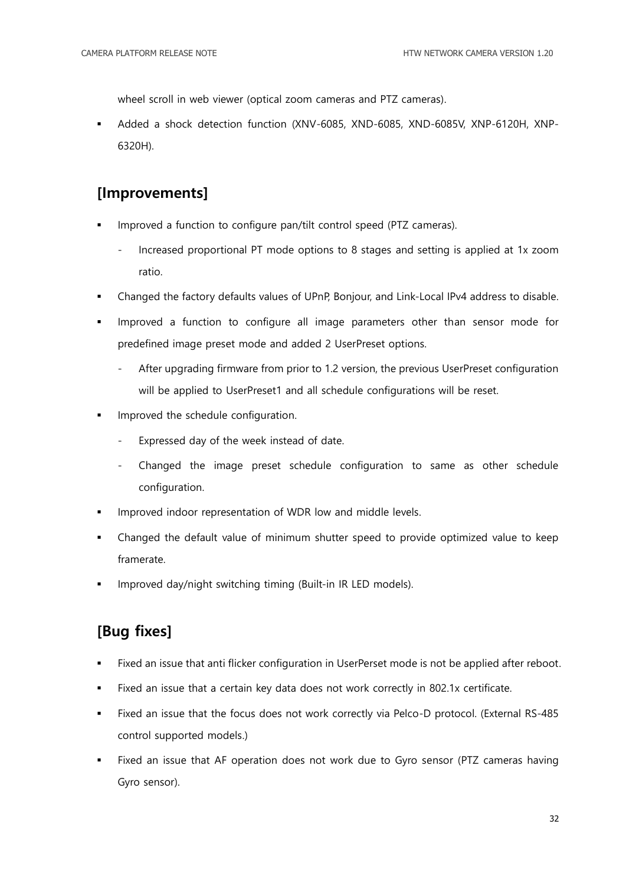wheel scroll in web viewer (optical zoom cameras and PTZ cameras).

- Added a shock detection function (XNV-6085, XND-6085, XND-6085V, XNP-6120H, XNP-6320H).

## [Improvements]

- Improved a function to configure pan/tilt control speed (PTZ cameras).
  - Increased proportional PT mode options to 8 stages and setting is applied at 1x zoom ratio.
- Changed the factory defaults values of UPnP, Bonjour, and Link-Local IPv4 address to disable.
- Improved a function to configure all image parameters other than sensor mode for predefined image preset mode and added 2 UserPreset options.
  - After upgrading firmware from prior to 1.2 version, the previous UserPreset configuration will be applied to UserPreset1 and all schedule configurations will be reset.
- Improved the schedule configuration.
  - Expressed day of the week instead of date.
  - Changed the image preset schedule configuration to same as other schedule configuration.
- Improved indoor representation of WDR low and middle levels.
- Changed the default value of minimum shutter speed to provide optimized value to keep framerate.
- Improved day/night switching timing (Built-in IR LED models).

## [Bug fixes]

- Fixed an issue that anti flicker configuration in UserPerset mode is not be applied after reboot.
- Fixed an issue that a certain key data does not work correctly in 802.1x certificate.
- Fixed an issue that the focus does not work correctly via Pelco-D protocol. (External RS-485 control supported models.)
- Fixed an issue that AF operation does not work due to Gyro sensor (PTZ cameras having Gyro sensor).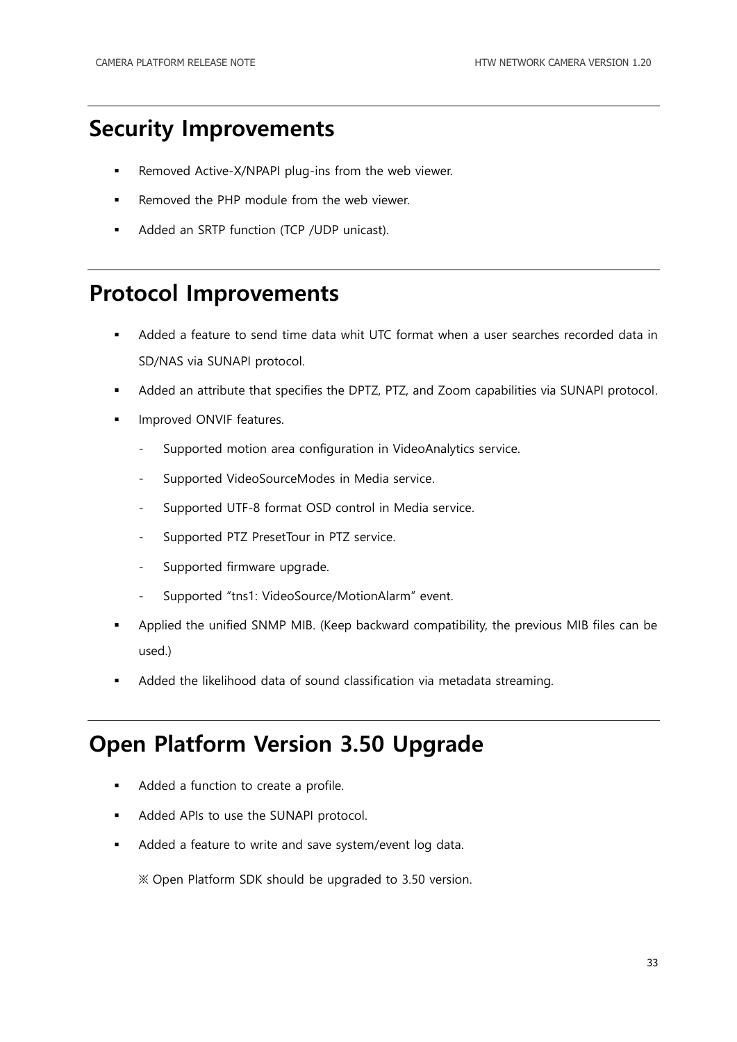## Security Improvements

- Removed Active-X/NPAPI plug-ins from the web viewer.
- Removed the PHP module from the web viewer.
- Added an SRTP function (TCP /UDP unicast).

## Protocol Improvements

- Added a feature to send time data whit UTC format when a user searches recorded data in SD/NAS via SUNAPI protocol.
- Added an attribute that specifies the DPTZ, PTZ, and Zoom capabilities via SUNAPI protocol.
- Improved ONVIF features.
  - Supported motion area configuration in VideoAnalytics service.
  - Supported VideoSourceModes in Media service.
  - Supported UTF-8 format OSD control in Media service.
  - Supported PTZ PresetTour in PTZ service.
  - Supported firmware upgrade.
  - Supported “tns1: VideoSource/MotionAlarm” event.
- Applied the unified SNMP MIB. (Keep backward compatibility, the previous MIB files can be used.)
- Added the likelihood data of sound classification via metadata streaming.

## Open Platform Version 3.50 Upgrade

- Added a function to create a profile.
- Added APIs to use the SUNAPI protocol.
- Added a feature to write and save system/event log data.

  ※ Open Platform SDK should be upgraded to 3.50 version.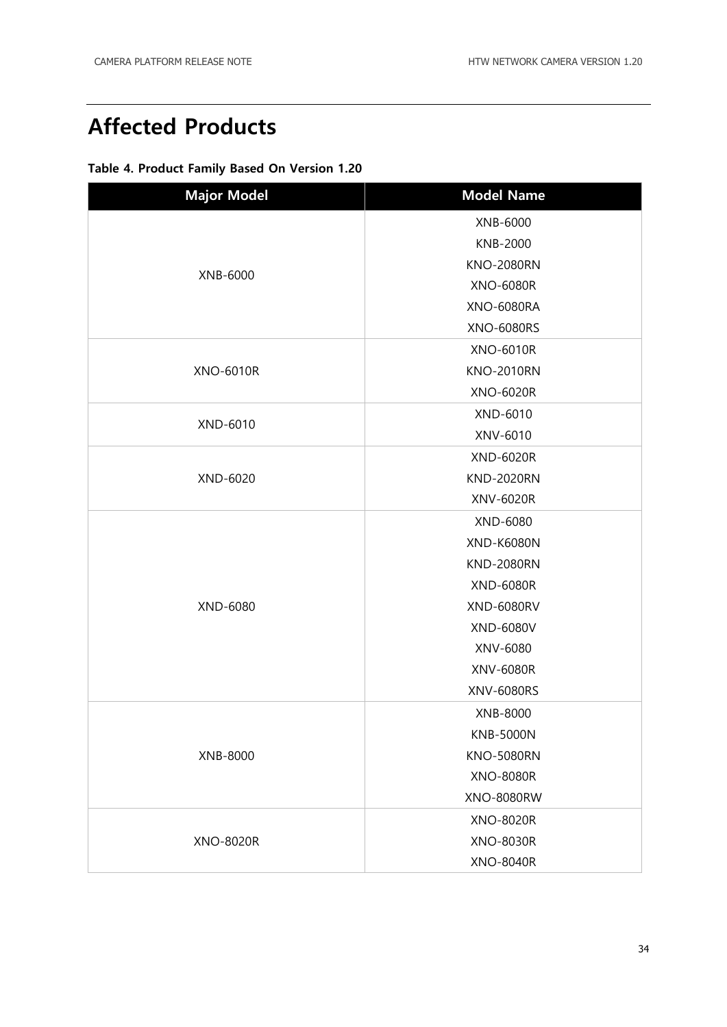# Affected Products

**Table 4. Product Family Based On Version 1.20**

| Major Model | Model Name |
|---|---|
| XNB-6000 | XNB-6000 |
| | KNB-2000 |
| | KNO-2080RN |
| | XNO-6080R |
| | XNO-6080RA |
| | XNO-6080RS |
| XNO-6010R | XNO-6010R |
| | KNO-2010RN |
| | XNO-6020R |
| XND-6010 | XND-6010 |
| | XNV-6010 |
| XND-6020 | XND-6020R |
| | KND-2020RN |
| | XNV-6020R |
| XND-6080 | XND-6080 |
| | XND-K6080N |
| | KND-2080RN |
| | XND-6080R |
| | XND-6080RV |
| | XND-6080V |
| | XNV-6080 |
| | XNV-6080R |
| | XNV-6080RS |
| XNB-8000 | XNB-8000 |
| | KNB-5000N |
| | KNO-5080RN |
| | XNO-8080R |
| | XNO-8080RW |
| XNO-8020R | XNO-8020R |
| | XNO-8030R |
| | XNO-8040R |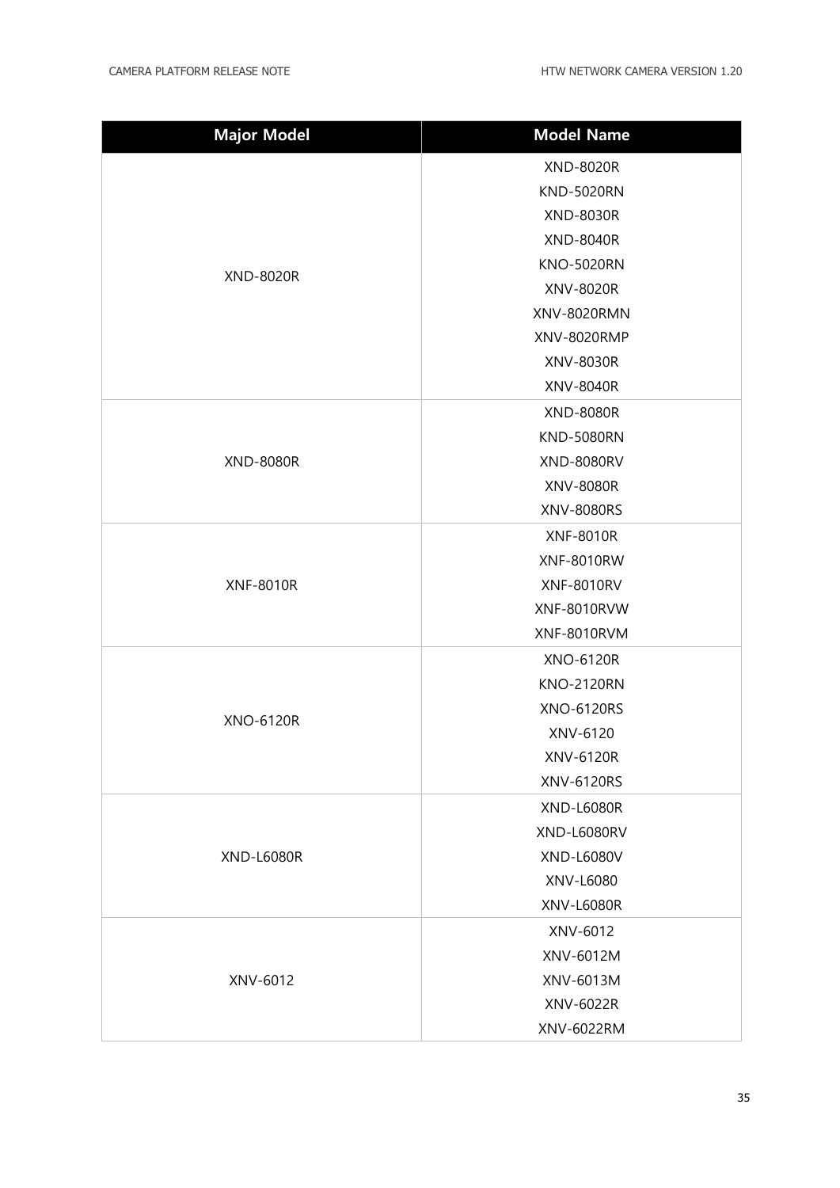| Major Model | Model Name |
| --- | --- |
| XND-8020R | XND-8020R<br>KND-5020RN<br>XND-8030R<br>XND-8040R<br>KNO-5020RN<br>XNV-8020R<br>XNV-8020RMN<br>XNV-8020RMP<br>XNV-8030R<br>XNV-8040R |
| XND-8080R | XND-8080R<br>KND-5080RN<br>XND-8080RV<br>XNV-8080R<br>XNV-8080RS |
| XNF-8010R | XNF-8010R<br>XNF-8010RW<br>XNF-8010RV<br>XNF-8010RVW<br>XNF-8010RVM |
| XNO-6120R | XNO-6120R<br>KNO-2120RN<br>XNO-6120RS<br>XNV-6120<br>XNV-6120R<br>XNV-6120RS |
| XND-L6080R | XND-L6080R<br>XND-L6080RV<br>XND-L6080V<br>XNV-L6080<br>XNV-L6080R |
| XNV-6012 | XNV-6012<br>XNV-6012M<br>XNV-6013M<br>XNV-6022R<br>XNV-6022RM |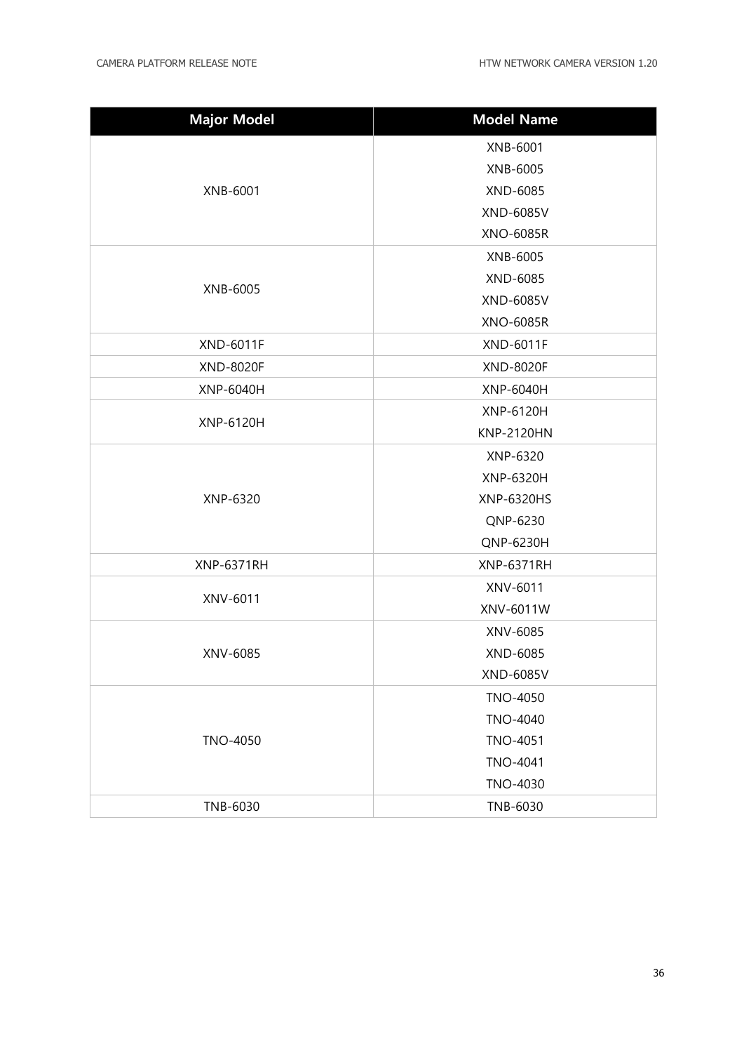| Major Model | Model Name |
| --- | --- |
| XNB-6001 | XNB-6001 |
| | XNB-6005 |
| | XND-6085 |
| | XND-6085V |
| | XNO-6085R |
| XNB-6005 | XNB-6005 |
| | XND-6085 |
| | XND-6085V |
| | XNO-6085R |
| XND-6011F | XND-6011F |
| XND-8020F | XND-8020F |
| XNP-6040H | XNP-6040H |
| XNP-6120H | XNP-6120H |
| | KNP-2120HN |
| XNP-6320 | XNP-6320 |
| | XNP-6320H |
| | XNP-6320HS |
| | QNP-6230 |
| | QNP-6230H |
| XNP-6371RH | XNP-6371RH |
| XNV-6011 | XNV-6011 |
| | XNV-6011W |
| XNV-6085 | XNV-6085 |
| | XND-6085 |
| | XND-6085V |
| TNO-4050 | TNO-4050 |
| | TNO-4040 |
| | TNO-4051 |
| | TNO-4041 |
| | TNO-4030 |
| TNB-6030 | TNB-6030 |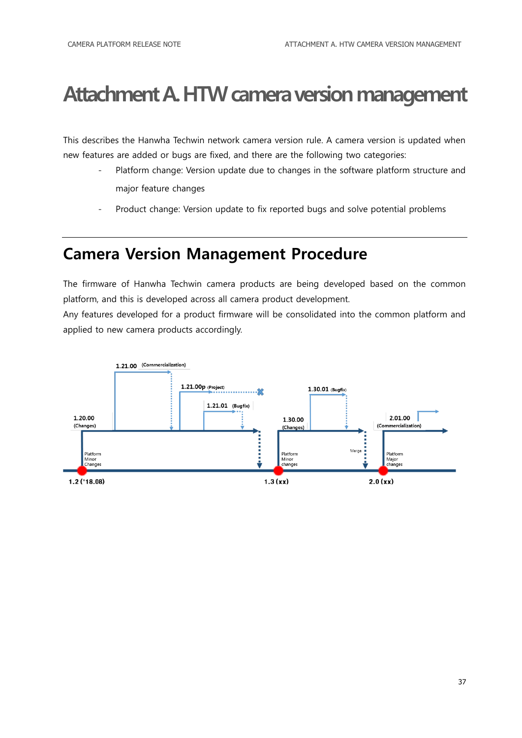# Attachment A. HTW camera version management

This describes the Hanwha Techwin network camera version rule. A camera version is updated when new features are added or bugs are fixed, and there are the following two categories:

- Platform change: Version update due to changes in the software platform structure and major feature changes
- Product change: Version update to fix reported bugs and solve potential problems

## Camera Version Management Procedure

The firmware of Hanwha Techwin camera products are being developed based on the common platform, and this is developed across all camera product development.

Any features developed for a product firmware will be consolidated into the common platform and applied to new camera products accordingly.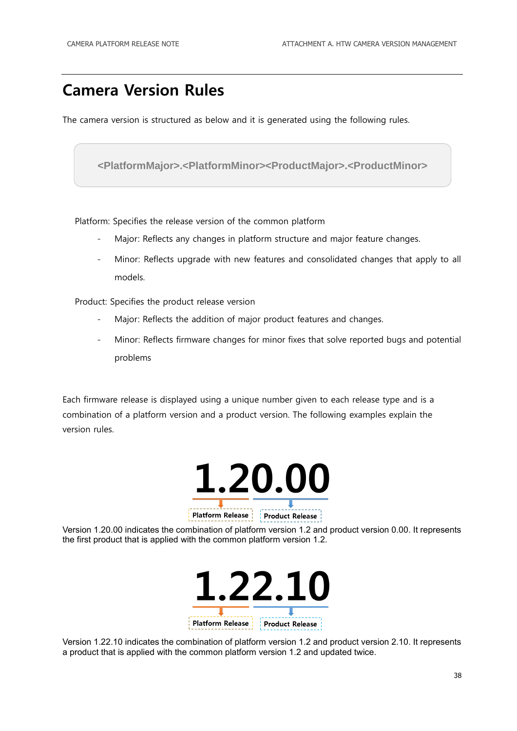# Camera Version Rules

The camera version is structured as below and it is generated using the following rules.

```
<PlatformMajor>.<PlatformMinor><ProductMajor>.<ProductMinor>
```

Platform: Specifies the release version of the common platform

- Major: Reflects any changes in platform structure and major feature changes.
- Minor: Reflects upgrade with new features and consolidated changes that apply to all models.

Product: Specifies the product release version

- Major: Reflects the addition of major product features and changes.
- Minor: Reflects firmware changes for minor fixes that solve reported bugs and potential problems

Each firmware release is displayed using a unique number given to each release type and is a combination of a platform version and a product version. The following examples explain the version rules.

**1.20.00**

Platform Release | Product Release

Version 1.20.00 indicates the combination of platform version 1.2 and product version 0.00. It represents the first product that is applied with the common platform version 1.2.

**1.22.10**

Platform Release | Product Release

Version 1.22.10 indicates the combination of platform version 1.2 and product version 2.10. It represents a product that is applied with the common platform version 1.2 and updated twice.